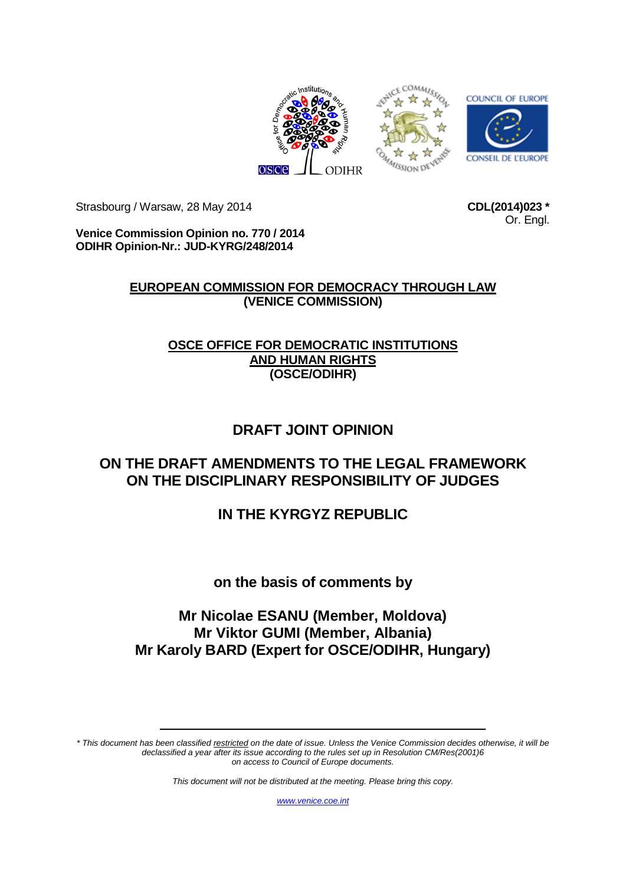Strasbourg / Warsaw, 28 May 2014

**CDL(2014)023 ***
Or. Engl.

**Venice Commission Opinion no. 770 / 2014**
**ODIHR Opinion-Nr.: JUD-KYRG/248/2014**

**EUROPEAN COMMISSION FOR DEMOCRACY THROUGH LAW**
**(VENICE COMMISSION)**

**OSCE OFFICE FOR DEMOCRATIC INSTITUTIONS AND HUMAN RIGHTS**
**(OSCE/ODIHR)**

# DRAFT JOINT OPINION

# ON THE DRAFT AMENDMENTS TO THE LEGAL FRAMEWORK ON THE DISCIPLINARY RESPONSIBILITY OF JUDGES

# IN THE KYRGYZ REPUBLIC

**on the basis of comments by**

**Mr Nicolae ESANU (Member, Moldova)**
**Mr Viktor GUMI (Member, Albania)**
**Mr Karoly BARD (Expert for OSCE/ODIHR, Hungary)**

---

*\* This document has been classified restricted on the date of issue. Unless the Venice Commission decides otherwise, it will be declassified a year after its issue according to the rules set up in Resolution CM/Res(2001)6 on access to Council of Europe documents.*

*This document will not be distributed at the meeting. Please bring this copy.*

*www.venice.coe.int*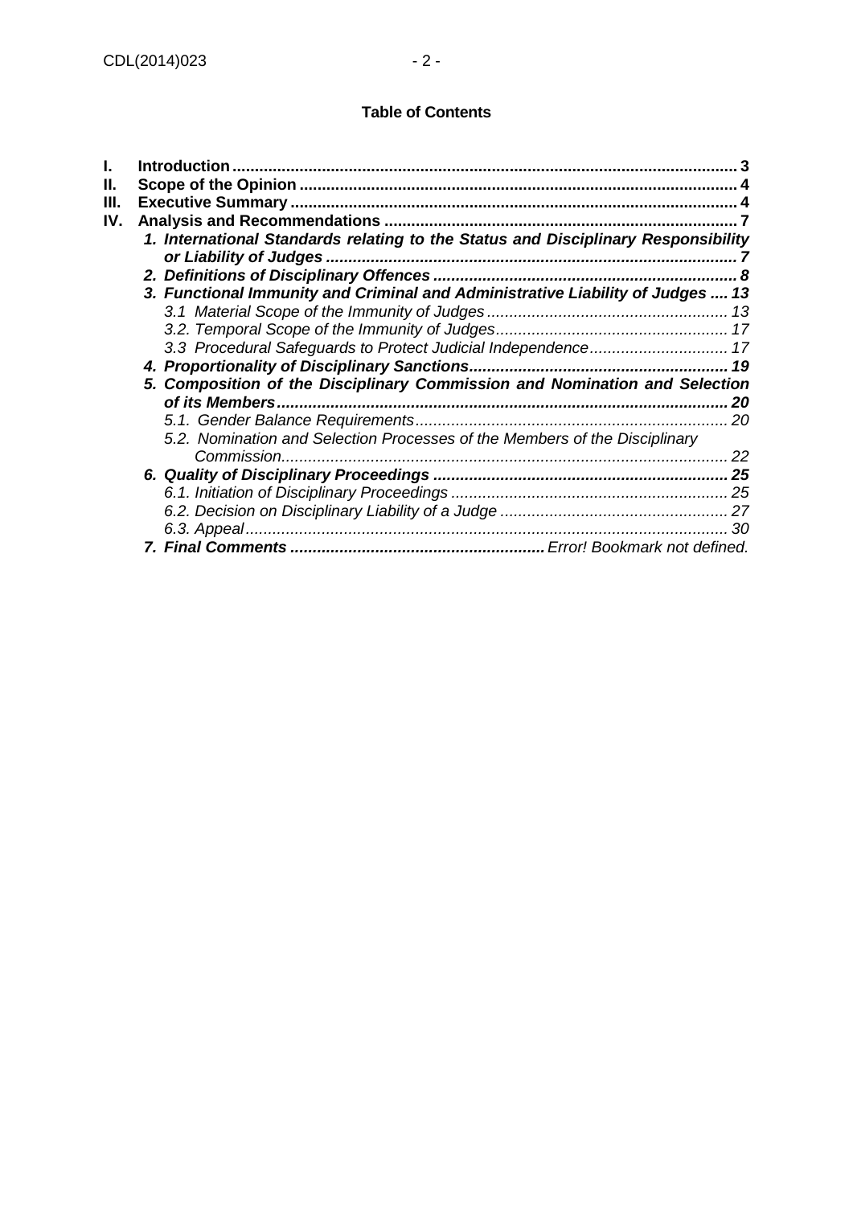**Table of Contents**

| | | |
|---|---|---|
| I. | **Introduction** | 3 |
| II. | **Scope of the Opinion** | 4 |
| III. | **Executive Summary** | 4 |
| IV. | **Analysis and Recommendations** | 7 |
| | ***1. International Standards relating to the Status and Disciplinary Responsibility or Liability of Judges*** | 7 |
| | ***2. Definitions of Disciplinary Offences*** | 8 |
| | ***3. Functional Immunity and Criminal and Administrative Liability of Judges*** | 13 |
| | *3.1 Material Scope of the Immunity of Judges* | 13 |
| | *3.2. Temporal Scope of the Immunity of Judges* | 17 |
| | *3.3 Procedural Safeguards to Protect Judicial Independence* | 17 |
| | ***4. Proportionality of Disciplinary Sanctions*** | 19 |
| | ***5. Composition of the Disciplinary Commission and Nomination and Selection of its Members*** | 20 |
| | *5.1. Gender Balance Requirements* | 20 |
| | *5.2. Nomination and Selection Processes of the Members of the Disciplinary Commission* | 22 |
| | ***6. Quality of Disciplinary Proceedings*** | 25 |
| | *6.1. Initiation of Disciplinary Proceedings* | 25 |
| | *6.2. Decision on Disciplinary Liability of a Judge* | 27 |
| | *6.3. Appeal* | 30 |
| | ***7. Final Comments*** | *Error! Bookmark not defined.* |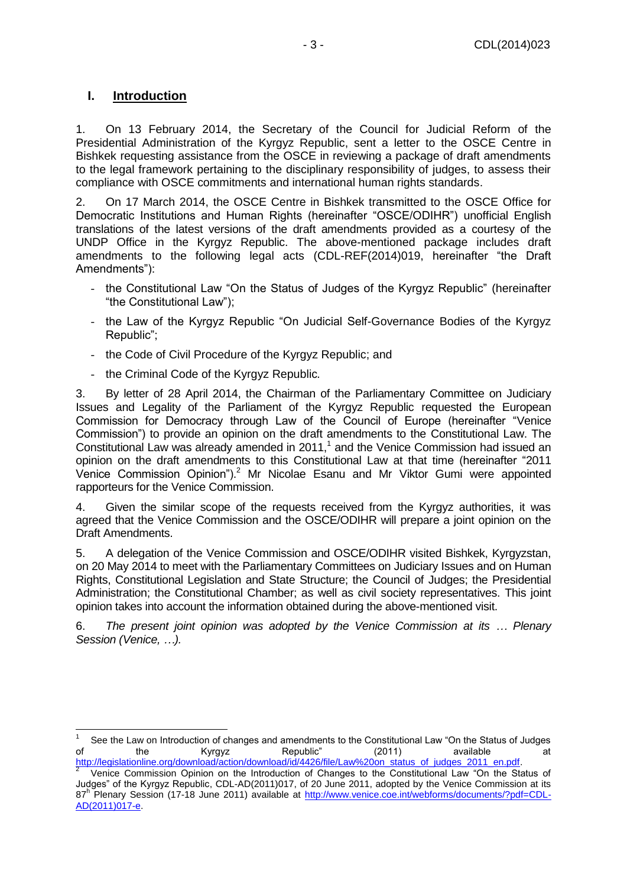## I. Introduction

1. On 13 February 2014, the Secretary of the Council for Judicial Reform of the Presidential Administration of the Kyrgyz Republic, sent a letter to the OSCE Centre in Bishkek requesting assistance from the OSCE in reviewing a package of draft amendments to the legal framework pertaining to the disciplinary responsibility of judges, to assess their compliance with OSCE commitments and international human rights standards.

2. On 17 March 2014, the OSCE Centre in Bishkek transmitted to the OSCE Office for Democratic Institutions and Human Rights (hereinafter "OSCE/ODIHR") unofficial English translations of the latest versions of the draft amendments provided as a courtesy of the UNDP Office in the Kyrgyz Republic. The above-mentioned package includes draft amendments to the following legal acts (CDL-REF(2014)019, hereinafter "the Draft Amendments"):

- the Constitutional Law "On the Status of Judges of the Kyrgyz Republic" (hereinafter "the Constitutional Law");
- the Law of the Kyrgyz Republic "On Judicial Self-Governance Bodies of the Kyrgyz Republic";
- the Code of Civil Procedure of the Kyrgyz Republic; and
- the Criminal Code of the Kyrgyz Republic.

3. By letter of 28 April 2014, the Chairman of the Parliamentary Committee on Judiciary Issues and Legality of the Parliament of the Kyrgyz Republic requested the European Commission for Democracy through Law of the Council of Europe (hereinafter "Venice Commission") to provide an opinion on the draft amendments to the Constitutional Law. The Constitutional Law was already amended in 2011,[1] and the Venice Commission had issued an opinion on the draft amendments to this Constitutional Law at that time (hereinafter "2011 Venice Commission Opinion").[2] Mr Nicolae Esanu and Mr Viktor Gumi were appointed rapporteurs for the Venice Commission.

4. Given the similar scope of the requests received from the Kyrgyz authorities, it was agreed that the Venice Commission and the OSCE/ODIHR will prepare a joint opinion on the Draft Amendments.

5. A delegation of the Venice Commission and OSCE/ODIHR visited Bishkek, Kyrgyzstan, on 20 May 2014 to meet with the Parliamentary Committees on Judiciary Issues and on Human Rights, Constitutional Legislation and State Structure; the Council of Judges; the Presidential Administration; the Constitutional Chamber; as well as civil society representatives. This joint opinion takes into account the information obtained during the above-mentioned visit.

6. *The present joint opinion was adopted by the Venice Commission at its … Plenary Session (Venice, …).*

---

[1] See the Law on Introduction of changes and amendments to the Constitutional Law "On the Status of Judges of the Kyrgyz Republic" (2011) available at http://legislationline.org/download/action/download/id/4426/file/Law%20on_status_of_judges_2011_en.pdf.

[2] Venice Commission Opinion on the Introduction of Changes to the Constitutional Law "On the Status of Judges" of the Kyrgyz Republic, CDL-AD(2011)017, of 20 June 2011, adopted by the Venice Commission at its 87th Plenary Session (17-18 June 2011) available at http://www.venice.coe.int/webforms/documents/?pdf=CDL-AD(2011)017-e.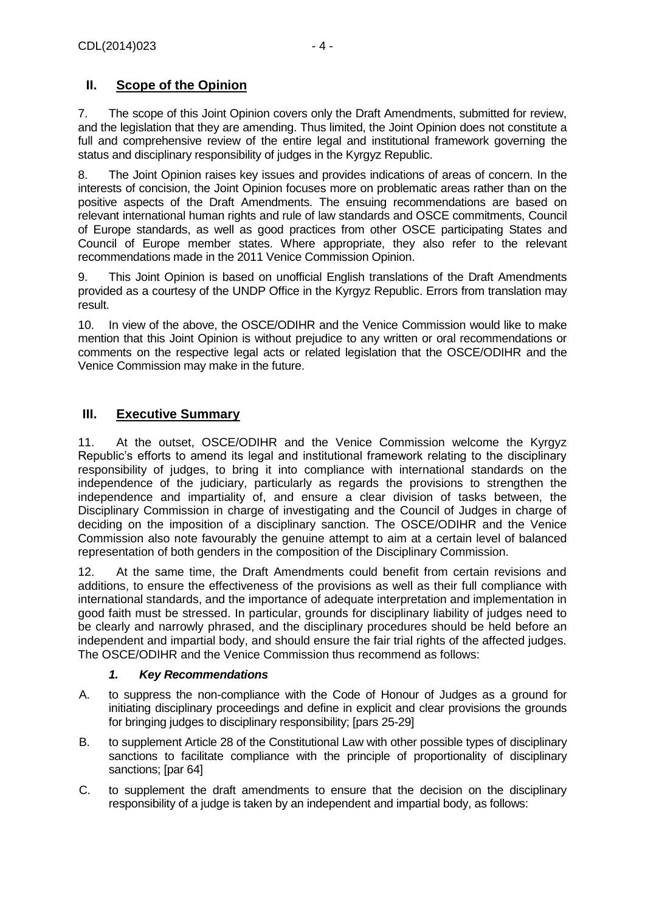## II. Scope of the Opinion

7. The scope of this Joint Opinion covers only the Draft Amendments, submitted for review, and the legislation that they are amending. Thus limited, the Joint Opinion does not constitute a full and comprehensive review of the entire legal and institutional framework governing the status and disciplinary responsibility of judges in the Kyrgyz Republic.

8. The Joint Opinion raises key issues and provides indications of areas of concern. In the interests of concision, the Joint Opinion focuses more on problematic areas rather than on the positive aspects of the Draft Amendments. The ensuing recommendations are based on relevant international human rights and rule of law standards and OSCE commitments, Council of Europe standards, as well as good practices from other OSCE participating States and Council of Europe member states. Where appropriate, they also refer to the relevant recommendations made in the 2011 Venice Commission Opinion.

9. This Joint Opinion is based on unofficial English translations of the Draft Amendments provided as a courtesy of the UNDP Office in the Kyrgyz Republic. Errors from translation may result.

10. In view of the above, the OSCE/ODIHR and the Venice Commission would like to make mention that this Joint Opinion is without prejudice to any written or oral recommendations or comments on the respective legal acts or related legislation that the OSCE/ODIHR and the Venice Commission may make in the future.

## III. Executive Summary

11. At the outset, OSCE/ODIHR and the Venice Commission welcome the Kyrgyz Republic's efforts to amend its legal and institutional framework relating to the disciplinary responsibility of judges, to bring it into compliance with international standards on the independence of the judiciary, particularly as regards the provisions to strengthen the independence and impartiality of, and ensure a clear division of tasks between, the Disciplinary Commission in charge of investigating and the Council of Judges in charge of deciding on the imposition of a disciplinary sanction. The OSCE/ODIHR and the Venice Commission also note favourably the genuine attempt to aim at a certain level of balanced representation of both genders in the composition of the Disciplinary Commission.

12. At the same time, the Draft Amendments could benefit from certain revisions and additions, to ensure the effectiveness of the provisions as well as their full compliance with international standards, and the importance of adequate interpretation and implementation in good faith must be stressed. In particular, grounds for disciplinary liability of judges need to be clearly and narrowly phrased, and the disciplinary procedures should be held before an independent and impartial body, and should ensure the fair trial rights of the affected judges. The OSCE/ODIHR and the Venice Commission thus recommend as follows:

### *1. Key Recommendations*

A. to suppress the non-compliance with the Code of Honour of Judges as a ground for initiating disciplinary proceedings and define in explicit and clear provisions the grounds for bringing judges to disciplinary responsibility; [pars 25-29]

B. to supplement Article 28 of the Constitutional Law with other possible types of disciplinary sanctions to facilitate compliance with the principle of proportionality of disciplinary sanctions; [par 64]

C. to supplement the draft amendments to ensure that the decision on the disciplinary responsibility of a judge is taken by an independent and impartial body, as follows: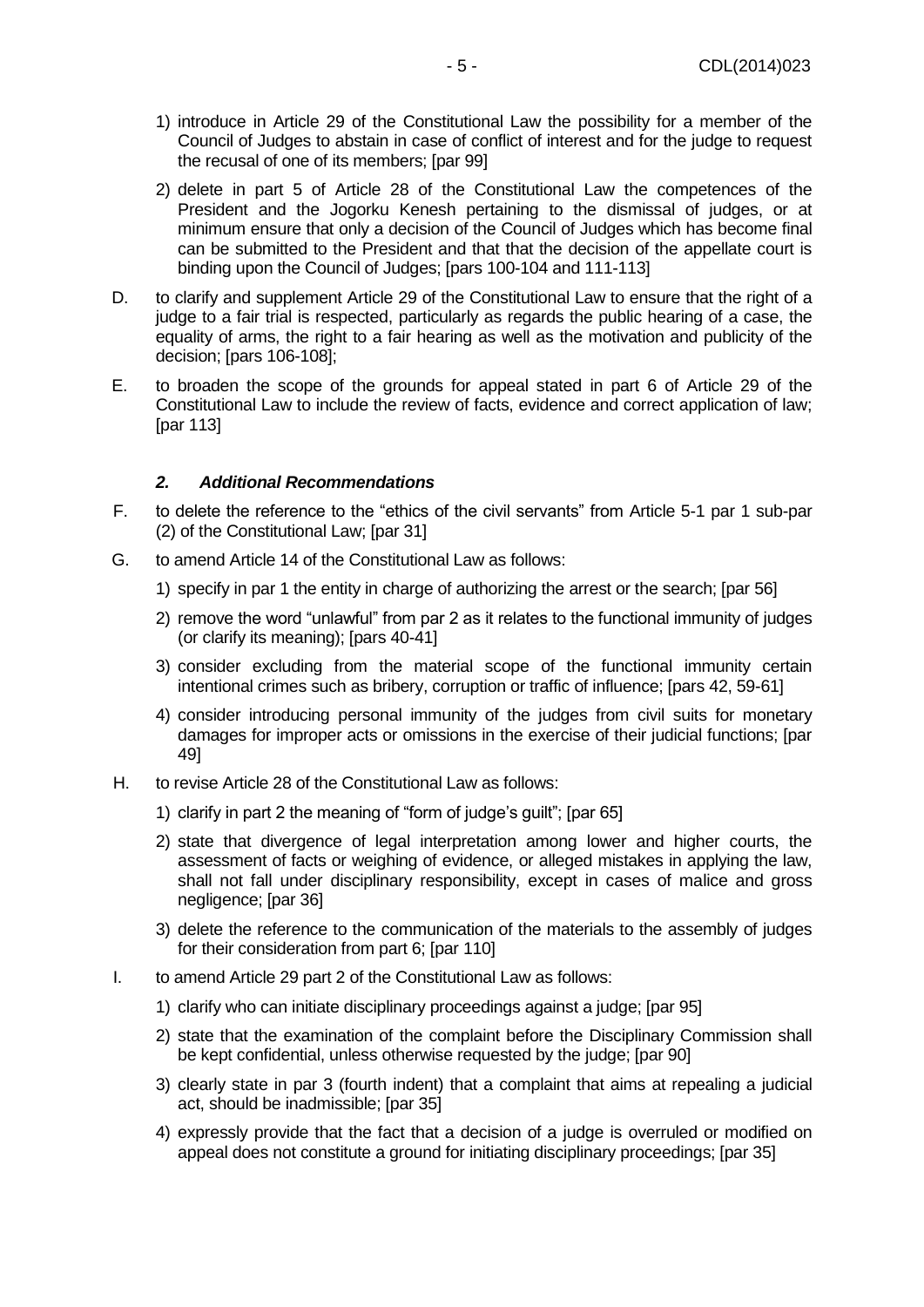1) introduce in Article 29 of the Constitutional Law the possibility for a member of the Council of Judges to abstain in case of conflict of interest and for the judge to request the recusal of one of its members; [par 99]

2) delete in part 5 of Article 28 of the Constitutional Law the competences of the President and the Jogorku Kenesh pertaining to the dismissal of judges, or at minimum ensure that only a decision of the Council of Judges which has become final can be submitted to the President and that that the decision of the appellate court is binding upon the Council of Judges; [pars 100-104 and 111-113]

D. to clarify and supplement Article 29 of the Constitutional Law to ensure that the right of a judge to a fair trial is respected, particularly as regards the public hearing of a case, the equality of arms, the right to a fair hearing as well as the motivation and publicity of the decision; [pars 106-108];

E. to broaden the scope of the grounds for appeal stated in part 6 of Article 29 of the Constitutional Law to include the review of facts, evidence and correct application of law; [par 113]

### *2. Additional Recommendations*

F. to delete the reference to the "ethics of the civil servants" from Article 5-1 par 1 sub-par (2) of the Constitutional Law; [par 31]

G. to amend Article 14 of the Constitutional Law as follows:

1) specify in par 1 the entity in charge of authorizing the arrest or the search; [par 56]

2) remove the word "unlawful" from par 2 as it relates to the functional immunity of judges (or clarify its meaning); [pars 40-41]

3) consider excluding from the material scope of the functional immunity certain intentional crimes such as bribery, corruption or traffic of influence; [pars 42, 59-61]

4) consider introducing personal immunity of the judges from civil suits for monetary damages for improper acts or omissions in the exercise of their judicial functions; [par 49]

H. to revise Article 28 of the Constitutional Law as follows:

1) clarify in part 2 the meaning of "form of judge's guilt"; [par 65]

2) state that divergence of legal interpretation among lower and higher courts, the assessment of facts or weighing of evidence, or alleged mistakes in applying the law, shall not fall under disciplinary responsibility, except in cases of malice and gross negligence; [par 36]

3) delete the reference to the communication of the materials to the assembly of judges for their consideration from part 6; [par 110]

I. to amend Article 29 part 2 of the Constitutional Law as follows:

1) clarify who can initiate disciplinary proceedings against a judge; [par 95]

2) state that the examination of the complaint before the Disciplinary Commission shall be kept confidential, unless otherwise requested by the judge; [par 90]

3) clearly state in par 3 (fourth indent) that a complaint that aims at repealing a judicial act, should be inadmissible; [par 35]

4) expressly provide that the fact that a decision of a judge is overruled or modified on appeal does not constitute a ground for initiating disciplinary proceedings; [par 35]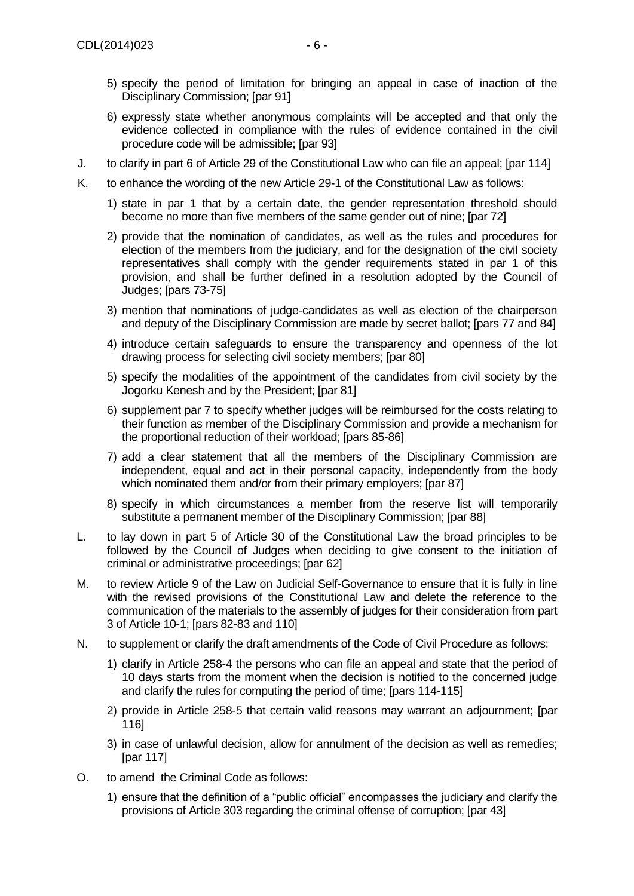5) specify the period of limitation for bringing an appeal in case of inaction of the Disciplinary Commission; [par 91]

6) expressly state whether anonymous complaints will be accepted and that only the evidence collected in compliance with the rules of evidence contained in the civil procedure code will be admissible; [par 93]

J. to clarify in part 6 of Article 29 of the Constitutional Law who can file an appeal; [par 114]

K. to enhance the wording of the new Article 29-1 of the Constitutional Law as follows:

1) state in par 1 that by a certain date, the gender representation threshold should become no more than five members of the same gender out of nine; [par 72]

2) provide that the nomination of candidates, as well as the rules and procedures for election of the members from the judiciary, and for the designation of the civil society representatives shall comply with the gender requirements stated in par 1 of this provision, and shall be further defined in a resolution adopted by the Council of Judges; [pars 73-75]

3) mention that nominations of judge-candidates as well as election of the chairperson and deputy of the Disciplinary Commission are made by secret ballot; [pars 77 and 84]

4) introduce certain safeguards to ensure the transparency and openness of the lot drawing process for selecting civil society members; [par 80]

5) specify the modalities of the appointment of the candidates from civil society by the Jogorku Kenesh and by the President; [par 81]

6) supplement par 7 to specify whether judges will be reimbursed for the costs relating to their function as member of the Disciplinary Commission and provide a mechanism for the proportional reduction of their workload; [pars 85-86]

7) add a clear statement that all the members of the Disciplinary Commission are independent, equal and act in their personal capacity, independently from the body which nominated them and/or from their primary employers; [par 87]

8) specify in which circumstances a member from the reserve list will temporarily substitute a permanent member of the Disciplinary Commission; [par 88]

L. to lay down in part 5 of Article 30 of the Constitutional Law the broad principles to be followed by the Council of Judges when deciding to give consent to the initiation of criminal or administrative proceedings; [par 62]

M. to review Article 9 of the Law on Judicial Self-Governance to ensure that it is fully in line with the revised provisions of the Constitutional Law and delete the reference to the communication of the materials to the assembly of judges for their consideration from part 3 of Article 10-1; [pars 82-83 and 110]

N. to supplement or clarify the draft amendments of the Code of Civil Procedure as follows:

1) clarify in Article 258-4 the persons who can file an appeal and state that the period of 10 days starts from the moment when the decision is notified to the concerned judge and clarify the rules for computing the period of time; [pars 114-115]

2) provide in Article 258-5 that certain valid reasons may warrant an adjournment; [par 116]

3) in case of unlawful decision, allow for annulment of the decision as well as remedies; [par 117]

O. to amend the Criminal Code as follows:

1) ensure that the definition of a "public official" encompasses the judiciary and clarify the provisions of Article 303 regarding the criminal offense of corruption; [par 43]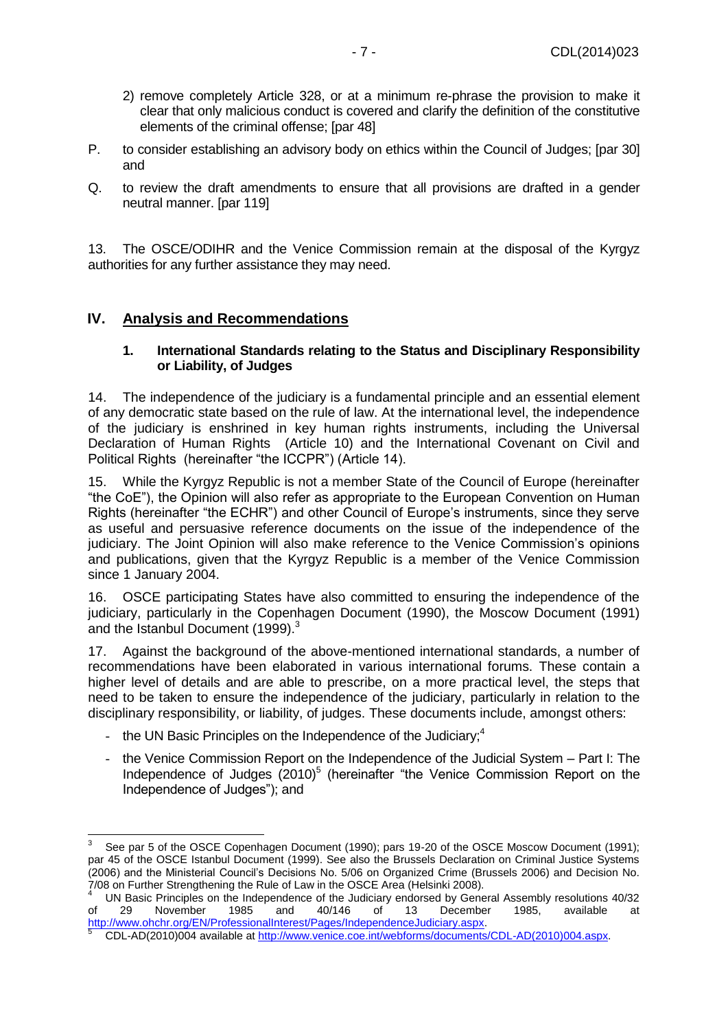2) remove completely Article 328, or at a minimum re-phrase the provision to make it clear that only malicious conduct is covered and clarify the definition of the constitutive elements of the criminal offense; [par 48]

P. to consider establishing an advisory body on ethics within the Council of Judges; [par 30] and

Q. to review the draft amendments to ensure that all provisions are drafted in a gender neutral manner. [par 119]

13. The OSCE/ODIHR and the Venice Commission remain at the disposal of the Kyrgyz authorities for any further assistance they may need.

## IV. Analysis and Recommendations

### 1. International Standards relating to the Status and Disciplinary Responsibility or Liability, of Judges

14. The independence of the judiciary is a fundamental principle and an essential element of any democratic state based on the rule of law. At the international level, the independence of the judiciary is enshrined in key human rights instruments, including the Universal Declaration of Human Rights (Article 10) and the International Covenant on Civil and Political Rights (hereinafter "the ICCPR") (Article 14).

15. While the Kyrgyz Republic is not a member State of the Council of Europe (hereinafter "the CoE"), the Opinion will also refer as appropriate to the European Convention on Human Rights (hereinafter "the ECHR") and other Council of Europe's instruments, since they serve as useful and persuasive reference documents on the issue of the independence of the judiciary. The Joint Opinion will also make reference to the Venice Commission's opinions and publications, given that the Kyrgyz Republic is a member of the Venice Commission since 1 January 2004.

16. OSCE participating States have also committed to ensuring the independence of the judiciary, particularly in the Copenhagen Document (1990), the Moscow Document (1991) and the Istanbul Document (1999).[3]

17. Against the background of the above-mentioned international standards, a number of recommendations have been elaborated in various international forums. These contain a higher level of details and are able to prescribe, on a more practical level, the steps that need to be taken to ensure the independence of the judiciary, particularly in relation to the disciplinary responsibility, or liability, of judges. These documents include, amongst others:

- the UN Basic Principles on the Independence of the Judiciary;[4]
- the Venice Commission Report on the Independence of the Judicial System – Part I: The Independence of Judges (2010)[5] (hereinafter "the Venice Commission Report on the Independence of Judges"); and

---

[3] See par 5 of the OSCE Copenhagen Document (1990); pars 19-20 of the OSCE Moscow Document (1991); par 45 of the OSCE Istanbul Document (1999). See also the Brussels Declaration on Criminal Justice Systems (2006) and the Ministerial Council's Decisions No. 5/06 on Organized Crime (Brussels 2006) and Decision No. 7/08 on Further Strengthening the Rule of Law in the OSCE Area (Helsinki 2008).

[4] UN Basic Principles on the Independence of the Judiciary endorsed by General Assembly resolutions 40/32 of 29 November 1985 and 40/146 of 13 December 1985, available at http://www.ohchr.org/EN/ProfessionalInterest/Pages/IndependenceJudiciary.aspx.

[5] CDL-AD(2010)004 available at http://www.venice.coe.int/webforms/documents/CDL-AD(2010)004.aspx.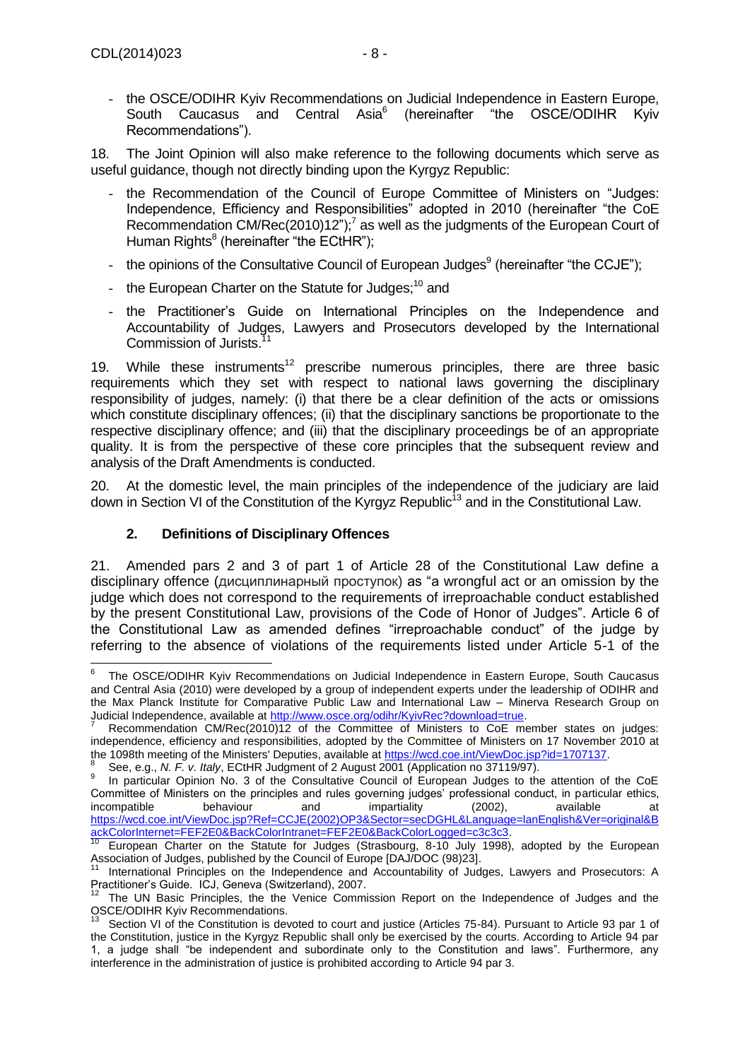- the OSCE/ODIHR Kyiv Recommendations on Judicial Independence in Eastern Europe, South Caucasus and Central Asia[6] (hereinafter "the OSCE/ODIHR Kyiv Recommendations").

18. The Joint Opinion will also make reference to the following documents which serve as useful guidance, though not directly binding upon the Kyrgyz Republic:

- the Recommendation of the Council of Europe Committee of Ministers on "Judges: Independence, Efficiency and Responsibilities" adopted in 2010 (hereinafter "the CoE Recommendation CM/Rec(2010)12");[7] as well as the judgments of the European Court of Human Rights[8] (hereinafter "the ECtHR");
- the opinions of the Consultative Council of European Judges[9] (hereinafter "the CCJE");
- the European Charter on the Statute for Judges;[10] and
- the Practitioner's Guide on International Principles on the Independence and Accountability of Judges, Lawyers and Prosecutors developed by the International Commission of Jurists.[11]

19. While these instruments[12] prescribe numerous principles, there are three basic requirements which they set with respect to national laws governing the disciplinary responsibility of judges, namely: (i) that there be a clear definition of the acts or omissions which constitute disciplinary offences; (ii) that the disciplinary sanctions be proportionate to the respective disciplinary offence; and (iii) that the disciplinary proceedings be of an appropriate quality. It is from the perspective of these core principles that the subsequent review and analysis of the Draft Amendments is conducted.

20. At the domestic level, the main principles of the independence of the judiciary are laid down in Section VI of the Constitution of the Kyrgyz Republic[13] and in the Constitutional Law.

### 2. Definitions of Disciplinary Offences

21. Amended pars 2 and 3 of part 1 of Article 28 of the Constitutional Law define a disciplinary offence (дисциплинарный проступок) as "a wrongful act or an omission by the judge which does not correspond to the requirements of irreproachable conduct established by the present Constitutional Law, provisions of the Code of Honor of Judges". Article 6 of the Constitutional Law as amended defines "irreproachable conduct" of the judge by referring to the absence of violations of the requirements listed under Article 5-1 of the

---

[6] The OSCE/ODIHR Kyiv Recommendations on Judicial Independence in Eastern Europe, South Caucasus and Central Asia (2010) were developed by a group of independent experts under the leadership of ODIHR and the Max Planck Institute for Comparative Public Law and International Law – Minerva Research Group on Judicial Independence, available at http://www.osce.org/odihr/KyivRec?download=true.

[7] Recommendation CM/Rec(2010)12 of the Committee of Ministers to CoE member states on judges: independence, efficiency and responsibilities, adopted by the Committee of Ministers on 17 November 2010 at the 1098th meeting of the Ministers' Deputies, available at https://wcd.coe.int/ViewDoc.jsp?id=1707137.

[8] See, e.g., *N. F. v. Italy*, ECtHR Judgment of 2 August 2001 (Application no 37119/97).

[9] In particular Opinion No. 3 of the Consultative Council of European Judges to the attention of the CoE Committee of Ministers on the principles and rules governing judges' professional conduct, in particular ethics, incompatible behaviour and impartiality (2002), available at https://wcd.coe.int/ViewDoc.jsp?Ref=CCJE(2002)OP3&Sector=secDGHL&Language=lanEnglish&Ver=original&BackColorInternet=FEF2E0&BackColorIntranet=FEF2E0&BackColorLogged=c3c3c3.

[10] European Charter on the Statute for Judges (Strasbourg, 8-10 July 1998), adopted by the European Association of Judges, published by the Council of Europe [DAJ/DOC (98)23].

[11] International Principles on the Independence and Accountability of Judges, Lawyers and Prosecutors: A Practitioner's Guide. ICJ, Geneva (Switzerland), 2007.

[12] The UN Basic Principles, the Venice Commission Report on the Independence of Judges and the OSCE/ODIHR Kyiv Recommendations.

[13] Section VI of the Constitution is devoted to court and justice (Articles 75-84). Pursuant to Article 93 par 1 of the Constitution, justice in the Kyrgyz Republic shall only be exercised by the courts. According to Article 94 par 1, a judge shall "be independent and subordinate only to the Constitution and laws". Furthermore, any interference in the administration of justice is prohibited according to Article 94 par 3.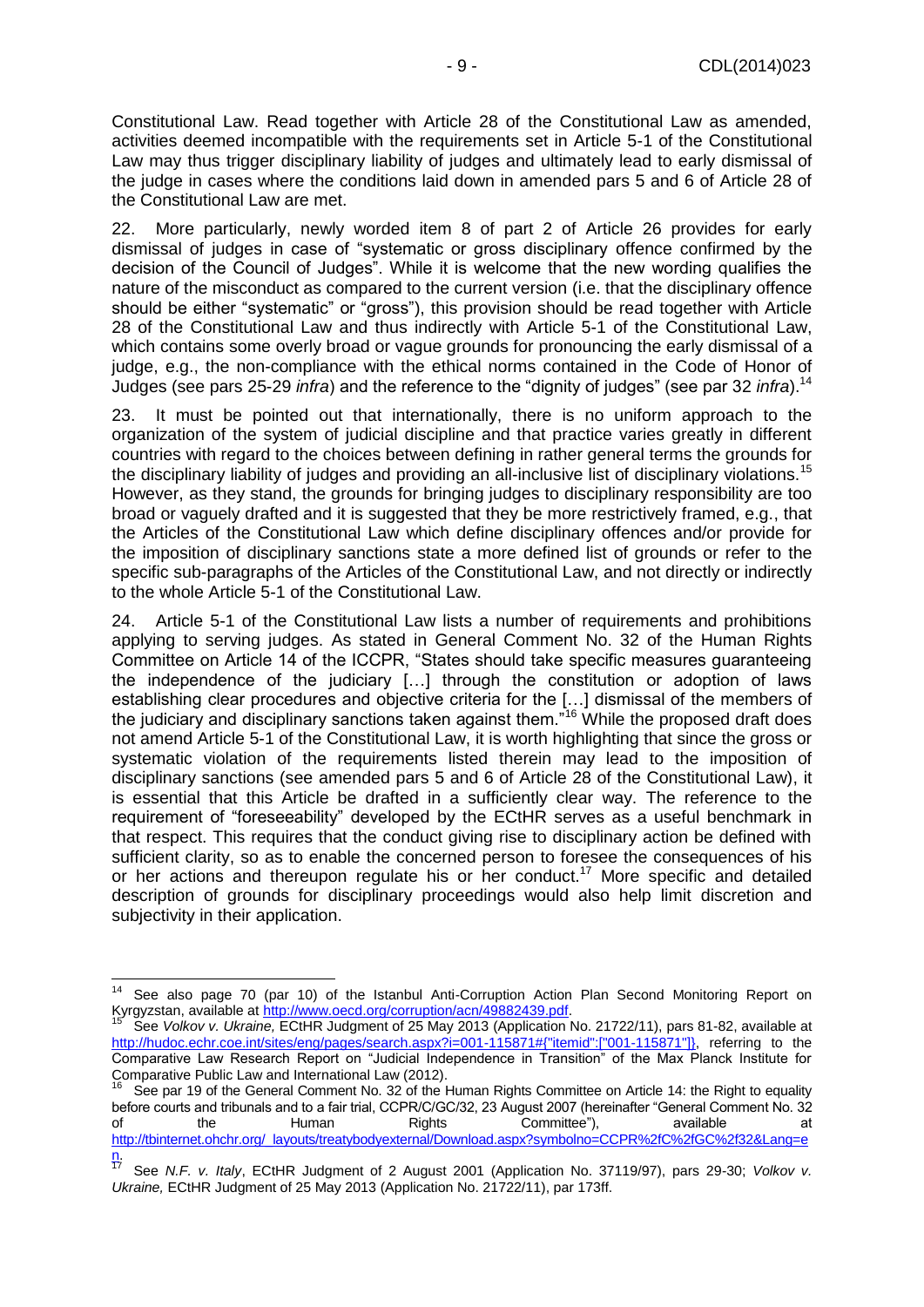Constitutional Law. Read together with Article 28 of the Constitutional Law as amended, activities deemed incompatible with the requirements set in Article 5-1 of the Constitutional Law may thus trigger disciplinary liability of judges and ultimately lead to early dismissal of the judge in cases where the conditions laid down in amended pars 5 and 6 of Article 28 of the Constitutional Law are met.

22. More particularly, newly worded item 8 of part 2 of Article 26 provides for early dismissal of judges in case of "systematic or gross disciplinary offence confirmed by the decision of the Council of Judges". While it is welcome that the new wording qualifies the nature of the misconduct as compared to the current version (i.e. that the disciplinary offence should be either "systematic" or "gross"), this provision should be read together with Article 28 of the Constitutional Law and thus indirectly with Article 5-1 of the Constitutional Law, which contains some overly broad or vague grounds for pronouncing the early dismissal of a judge, e.g., the non-compliance with the ethical norms contained in the Code of Honor of Judges (see pars 25-29 *infra*) and the reference to the "dignity of judges" (see par 32 *infra*).[14]

23. It must be pointed out that internationally, there is no uniform approach to the organization of the system of judicial discipline and that practice varies greatly in different countries with regard to the choices between defining in rather general terms the grounds for the disciplinary liability of judges and providing an all-inclusive list of disciplinary violations.[15] However, as they stand, the grounds for bringing judges to disciplinary responsibility are too broad or vaguely drafted and it is suggested that they be more restrictively framed, e.g., that the Articles of the Constitutional Law which define disciplinary offences and/or provide for the imposition of disciplinary sanctions state a more defined list of grounds or refer to the specific sub-paragraphs of the Articles of the Constitutional Law, and not directly or indirectly to the whole Article 5-1 of the Constitutional Law.

24. Article 5-1 of the Constitutional Law lists a number of requirements and prohibitions applying to serving judges. As stated in General Comment No. 32 of the Human Rights Committee on Article 14 of the ICCPR, "States should take specific measures guaranteeing the independence of the judiciary […] through the constitution or adoption of laws establishing clear procedures and objective criteria for the […] dismissal of the members of the judiciary and disciplinary sanctions taken against them."[16] While the proposed draft does not amend Article 5-1 of the Constitutional Law, it is worth highlighting that since the gross or systematic violation of the requirements listed therein may lead to the imposition of disciplinary sanctions (see amended pars 5 and 6 of Article 28 of the Constitutional Law), it is essential that this Article be drafted in a sufficiently clear way. The reference to the requirement of "foreseeability" developed by the ECtHR serves as a useful benchmark in that respect. This requires that the conduct giving rise to disciplinary action be defined with sufficient clarity, so as to enable the concerned person to foresee the consequences of his or her actions and thereupon regulate his or her conduct.[17] More specific and detailed description of grounds for disciplinary proceedings would also help limit discretion and subjectivity in their application.

---

[14] See also page 70 (par 10) of the Istanbul Anti-Corruption Action Plan Second Monitoring Report on Kyrgyzstan, available at http://www.oecd.org/corruption/acn/49882439.pdf.

[15] See *Volkov v. Ukraine,* ECtHR Judgment of 25 May 2013 (Application No. 21722/11), pars 81-82, available at http://hudoc.echr.coe.int/sites/eng/pages/search.aspx?i=001-115871#{"itemid":["001-115871"]}, referring to the Comparative Law Research Report on "Judicial Independence in Transition" of the Max Planck Institute for Comparative Public Law and International Law (2012).

[16] See par 19 of the General Comment No. 32 of the Human Rights Committee on Article 14: the Right to equality before courts and tribunals and to a fair trial, CCPR/C/GC/32, 23 August 2007 (hereinafter "General Comment No. 32 of the Human Rights Committee"), available at http://tbinternet.ohchr.org/_layouts/treatybodyexternal/Download.aspx?symbolno=CCPR%2fC%2fGC%2f32&Lang=en.

[17] See *N.F. v. Italy*, ECtHR Judgment of 2 August 2001 (Application No. 37119/97), pars 29-30; *Volkov v. Ukraine,* ECtHR Judgment of 25 May 2013 (Application No. 21722/11), par 173ff.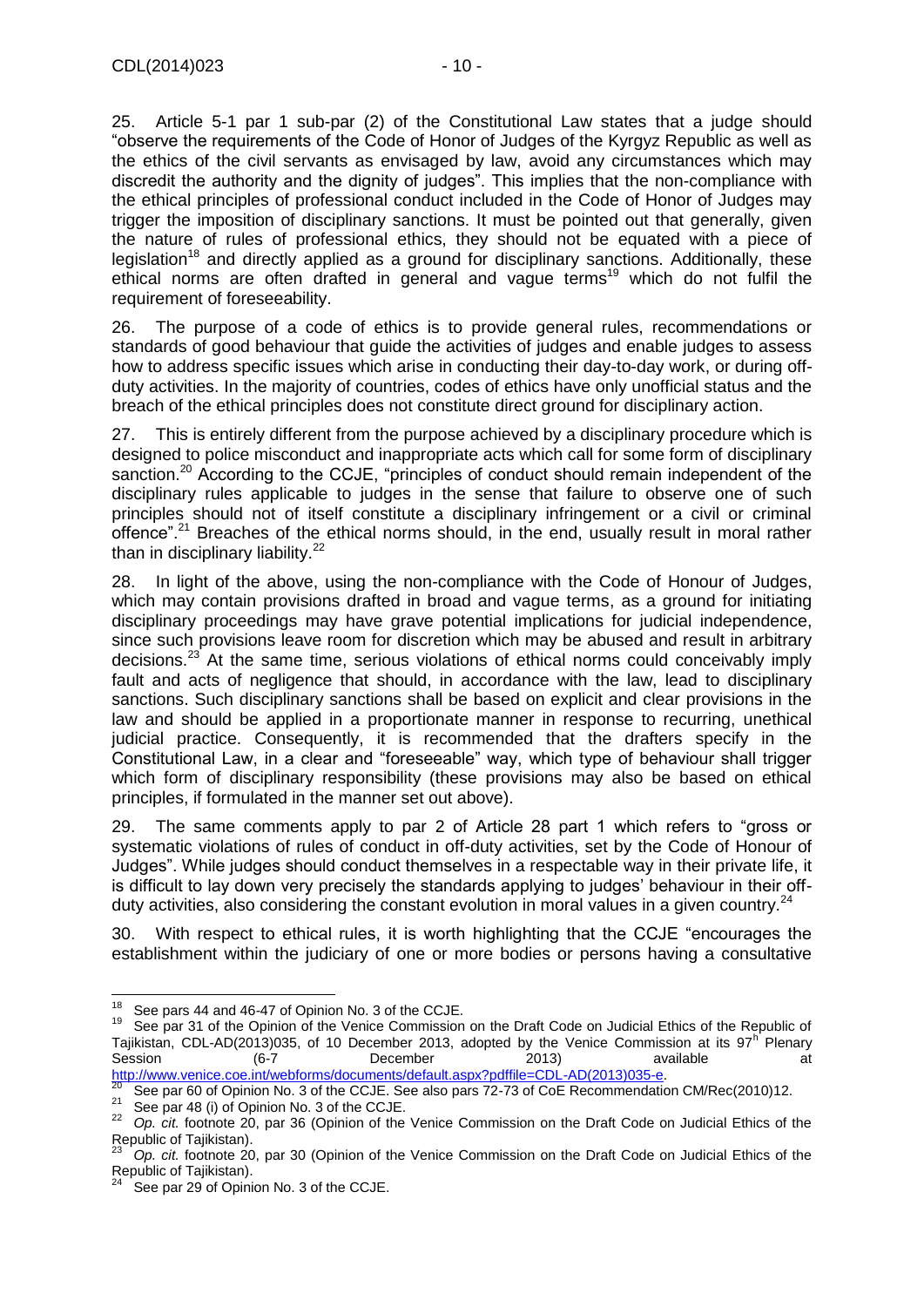25. Article 5-1 par 1 sub-par (2) of the Constitutional Law states that a judge should "observe the requirements of the Code of Honor of Judges of the Kyrgyz Republic as well as the ethics of the civil servants as envisaged by law, avoid any circumstances which may discredit the authority and the dignity of judges". This implies that the non-compliance with the ethical principles of professional conduct included in the Code of Honor of Judges may trigger the imposition of disciplinary sanctions. It must be pointed out that generally, given the nature of rules of professional ethics, they should not be equated with a piece of legislation[18] and directly applied as a ground for disciplinary sanctions. Additionally, these ethical norms are often drafted in general and vague terms[19] which do not fulfil the requirement of foreseeability.

26. The purpose of a code of ethics is to provide general rules, recommendations or standards of good behaviour that guide the activities of judges and enable judges to assess how to address specific issues which arise in conducting their day-to-day work, or during off-duty activities. In the majority of countries, codes of ethics have only unofficial status and the breach of the ethical principles does not constitute direct ground for disciplinary action.

27. This is entirely different from the purpose achieved by a disciplinary procedure which is designed to police misconduct and inappropriate acts which call for some form of disciplinary sanction.[20] According to the CCJE, "principles of conduct should remain independent of the disciplinary rules applicable to judges in the sense that failure to observe one of such principles should not of itself constitute a disciplinary infringement or a civil or criminal offence".[21] Breaches of the ethical norms should, in the end, usually result in moral rather than in disciplinary liability.[22]

28. In light of the above, using the non-compliance with the Code of Honour of Judges, which may contain provisions drafted in broad and vague terms, as a ground for initiating disciplinary proceedings may have grave potential implications for judicial independence, since such provisions leave room for discretion which may be abused and result in arbitrary decisions.[23] At the same time, serious violations of ethical norms could conceivably imply fault and acts of negligence that should, in accordance with the law, lead to disciplinary sanctions. Such disciplinary sanctions shall be based on explicit and clear provisions in the law and should be applied in a proportionate manner in response to recurring, unethical judicial practice. Consequently, it is recommended that the drafters specify in the Constitutional Law, in a clear and "foreseeable" way, which type of behaviour shall trigger which form of disciplinary responsibility (these provisions may also be based on ethical principles, if formulated in the manner set out above).

29. The same comments apply to par 2 of Article 28 part 1 which refers to "gross or systematic violations of rules of conduct in off-duty activities, set by the Code of Honour of Judges". While judges should conduct themselves in a respectable way in their private life, it is difficult to lay down very precisely the standards applying to judges' behaviour in their off-duty activities, also considering the constant evolution in moral values in a given country.[24]

30. With respect to ethical rules, it is worth highlighting that the CCJE "encourages the establishment within the judiciary of one or more bodies or persons having a consultative

---

[18] See pars 44 and 46-47 of Opinion No. 3 of the CCJE.

[19] See par 31 of the Opinion of the Venice Commission on the Draft Code on Judicial Ethics of the Republic of Tajikistan, CDL-AD(2013)035, of 10 December 2013, adopted by the Venice Commission at its 97[h] Plenary Session (6-7 December 2013) available at http://www.venice.coe.int/webforms/documents/default.aspx?pdffile=CDL-AD(2013)035-e.

[20] See par 60 of Opinion No. 3 of the CCJE. See also pars 72-73 of CoE Recommendation CM/Rec(2010)12.

[21] See par 48 (i) of Opinion No. 3 of the CCJE.

[22] *Op. cit.* footnote 20, par 36 (Opinion of the Venice Commission on the Draft Code on Judicial Ethics of the Republic of Tajikistan).

[23] *Op. cit.* footnote 20, par 30 (Opinion of the Venice Commission on the Draft Code on Judicial Ethics of the Republic of Tajikistan).

[24] See par 29 of Opinion No. 3 of the CCJE.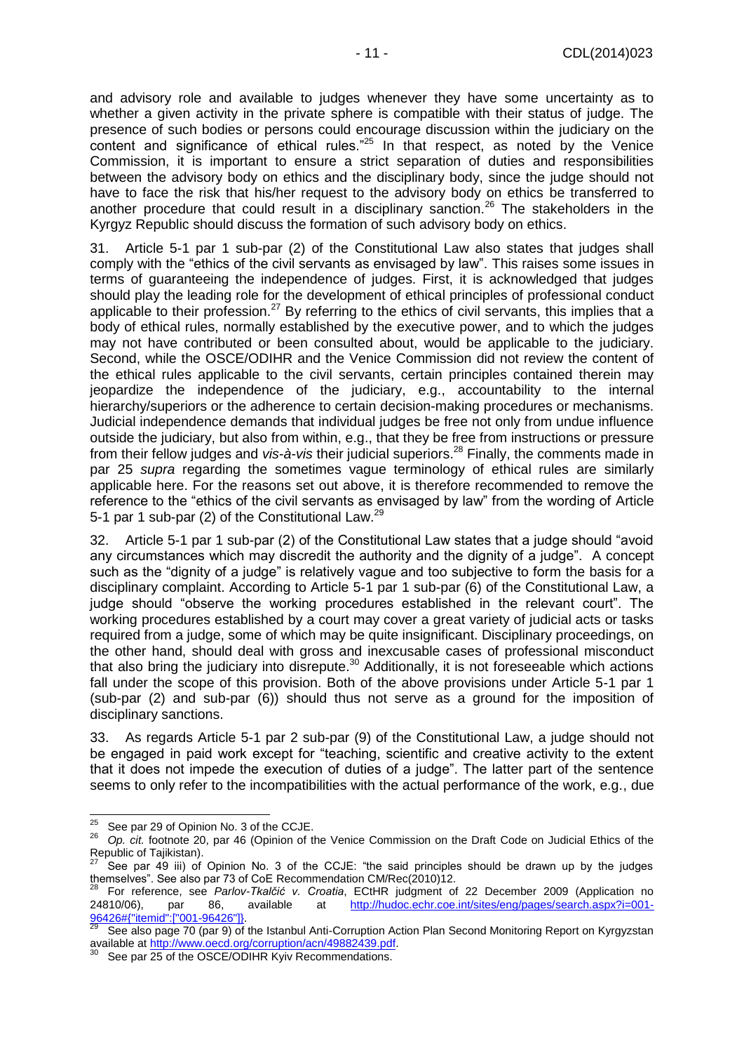and advisory role and available to judges whenever they have some uncertainty as to whether a given activity in the private sphere is compatible with their status of judge. The presence of such bodies or persons could encourage discussion within the judiciary on the content and significance of ethical rules."[25] In that respect, as noted by the Venice Commission, it is important to ensure a strict separation of duties and responsibilities between the advisory body on ethics and the disciplinary body, since the judge should not have to face the risk that his/her request to the advisory body on ethics be transferred to another procedure that could result in a disciplinary sanction.[26] The stakeholders in the Kyrgyz Republic should discuss the formation of such advisory body on ethics.

31. Article 5-1 par 1 sub-par (2) of the Constitutional Law also states that judges shall comply with the "ethics of the civil servants as envisaged by law". This raises some issues in terms of guaranteeing the independence of judges. First, it is acknowledged that judges should play the leading role for the development of ethical principles of professional conduct applicable to their profession.[27] By referring to the ethics of civil servants, this implies that a body of ethical rules, normally established by the executive power, and to which the judges may not have contributed or been consulted about, would be applicable to the judiciary. Second, while the OSCE/ODIHR and the Venice Commission did not review the content of the ethical rules applicable to the civil servants, certain principles contained therein may jeopardize the independence of the judiciary, e.g., accountability to the internal hierarchy/superiors or the adherence to certain decision-making procedures or mechanisms. Judicial independence demands that individual judges be free not only from undue influence outside the judiciary, but also from within, e.g., that they be free from instructions or pressure from their fellow judges and *vis-à-vis* their judicial superiors.[28] Finally, the comments made in par 25 *supra* regarding the sometimes vague terminology of ethical rules are similarly applicable here. For the reasons set out above, it is therefore recommended to remove the reference to the "ethics of the civil servants as envisaged by law" from the wording of Article 5-1 par 1 sub-par (2) of the Constitutional Law.[29]

32. Article 5-1 par 1 sub-par (2) of the Constitutional Law states that a judge should "avoid any circumstances which may discredit the authority and the dignity of a judge". A concept such as the "dignity of a judge" is relatively vague and too subjective to form the basis for a disciplinary complaint. According to Article 5-1 par 1 sub-par (6) of the Constitutional Law, a judge should "observe the working procedures established in the relevant court". The working procedures established by a court may cover a great variety of judicial acts or tasks required from a judge, some of which may be quite insignificant. Disciplinary proceedings, on the other hand, should deal with gross and inexcusable cases of professional misconduct that also bring the judiciary into disrepute.[30] Additionally, it is not foreseeable which actions fall under the scope of this provision. Both of the above provisions under Article 5-1 par 1 (sub-par (2) and sub-par (6)) should thus not serve as a ground for the imposition of disciplinary sanctions.

33. As regards Article 5-1 par 2 sub-par (9) of the Constitutional Law, a judge should not be engaged in paid work except for "teaching, scientific and creative activity to the extent that it does not impede the execution of duties of a judge". The latter part of the sentence seems to only refer to the incompatibilities with the actual performance of the work, e.g., due

---

[25] See par 29 of Opinion No. 3 of the CCJE.

[26] *Op. cit.* footnote 20, par 46 (Opinion of the Venice Commission on the Draft Code on Judicial Ethics of the Republic of Tajikistan).

[27] See par 49 iii) of Opinion No. 3 of the CCJE: "the said principles should be drawn up by the judges themselves". See also par 73 of CoE Recommendation CM/Rec(2010)12.

[28] For reference, see *Parlov-Tkalčić v. Croatia*, ECtHR judgment of 22 December 2009 (Application no 24810/06), par 86, available at http://hudoc.echr.coe.int/sites/eng/pages/search.aspx?i=001-96426#{"itemid":["001-96426"]}.

[29] See also page 70 (par 9) of the Istanbul Anti-Corruption Action Plan Second Monitoring Report on Kyrgyzstan available at http://www.oecd.org/corruption/acn/49882439.pdf.

[30] See par 25 of the OSCE/ODIHR Kyiv Recommendations.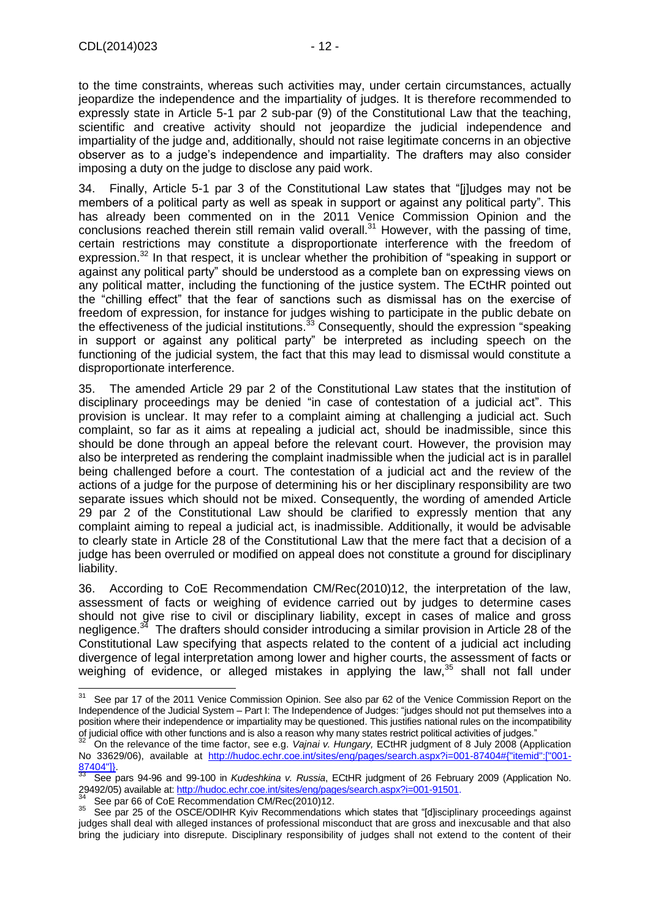to the time constraints, whereas such activities may, under certain circumstances, actually jeopardize the independence and the impartiality of judges. It is therefore recommended to expressly state in Article 5-1 par 2 sub-par (9) of the Constitutional Law that the teaching, scientific and creative activity should not jeopardize the judicial independence and impartiality of the judge and, additionally, should not raise legitimate concerns in an objective observer as to a judge's independence and impartiality. The drafters may also consider imposing a duty on the judge to disclose any paid work.

34. Finally, Article 5-1 par 3 of the Constitutional Law states that "[j]udges may not be members of a political party as well as speak in support or against any political party". This has already been commented on in the 2011 Venice Commission Opinion and the conclusions reached therein still remain valid overall.[31] However, with the passing of time, certain restrictions may constitute a disproportionate interference with the freedom of expression.[32] In that respect, it is unclear whether the prohibition of "speaking in support or against any political party" should be understood as a complete ban on expressing views on any political matter, including the functioning of the justice system. The ECtHR pointed out the "chilling effect" that the fear of sanctions such as dismissal has on the exercise of freedom of expression, for instance for judges wishing to participate in the public debate on the effectiveness of the judicial institutions.[33] Consequently, should the expression "speaking in support or against any political party" be interpreted as including speech on the functioning of the judicial system, the fact that this may lead to dismissal would constitute a disproportionate interference.

35. The amended Article 29 par 2 of the Constitutional Law states that the institution of disciplinary proceedings may be denied "in case of contestation of a judicial act". This provision is unclear. It may refer to a complaint aiming at challenging a judicial act. Such complaint, so far as it aims at repealing a judicial act, should be inadmissible, since this should be done through an appeal before the relevant court. However, the provision may also be interpreted as rendering the complaint inadmissible when the judicial act is in parallel being challenged before a court. The contestation of a judicial act and the review of the actions of a judge for the purpose of determining his or her disciplinary responsibility are two separate issues which should not be mixed. Consequently, the wording of amended Article 29 par 2 of the Constitutional Law should be clarified to expressly mention that any complaint aiming to repeal a judicial act, is inadmissible. Additionally, it would be advisable to clearly state in Article 28 of the Constitutional Law that the mere fact that a decision of a judge has been overruled or modified on appeal does not constitute a ground for disciplinary liability.

36. According to CoE Recommendation CM/Rec(2010)12, the interpretation of the law, assessment of facts or weighing of evidence carried out by judges to determine cases should not give rise to civil or disciplinary liability, except in cases of malice and gross negligence.[34] The drafters should consider introducing a similar provision in Article 28 of the Constitutional Law specifying that aspects related to the content of a judicial act including divergence of legal interpretation among lower and higher courts, the assessment of facts or weighing of evidence, or alleged mistakes in applying the law,[35] shall not fall under

---

[31] See par 17 of the 2011 Venice Commission Opinion. See also par 62 of the Venice Commission Report on the Independence of the Judicial System – Part I: The Independence of Judges: "judges should not put themselves into a position where their independence or impartiality may be questioned. This justifies national rules on the incompatibility of judicial office with other functions and is also a reason why many states restrict political activities of judges."

[32] On the relevance of the time factor, see e.g. *Vajnai v. Hungary,* ECtHR judgment of 8 July 2008 (Application No 33629/06), available at http://hudoc.echr.coe.int/sites/eng/pages/search.aspx?i=001-87404#{"itemid":["001-87404"]}.

[33] See pars 94-96 and 99-100 in *Kudeshkina v. Russia*, ECtHR judgment of 26 February 2009 (Application No. 29492/05) available at: http://hudoc.echr.coe.int/sites/eng/pages/search.aspx?i=001-91501.

[34] See par 66 of CoE Recommendation CM/Rec(2010)12.

[35] See par 25 of the OSCE/ODIHR Kyiv Recommendations which states that "[d]isciplinary proceedings against judges shall deal with alleged instances of professional misconduct that are gross and inexcusable and that also bring the judiciary into disrepute. Disciplinary responsibility of judges shall not extend to the content of their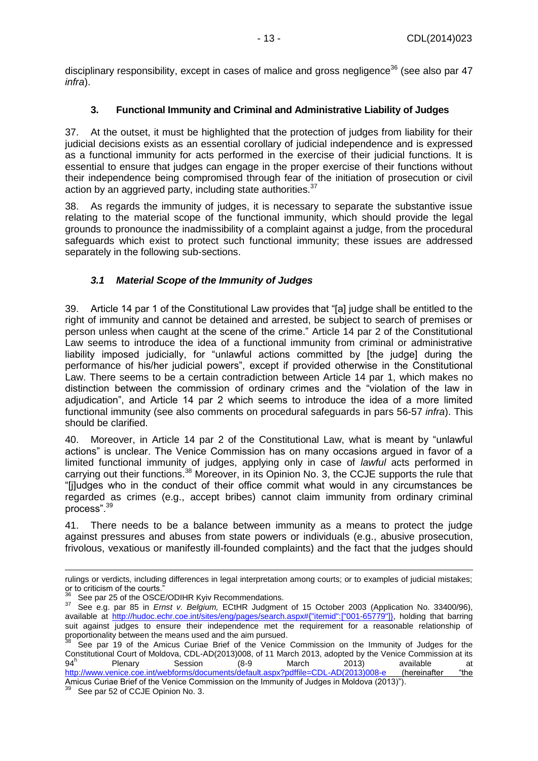disciplinary responsibility, except in cases of malice and gross negligence[36] (see also par 47 *infra*).

### 3. Functional Immunity and Criminal and Administrative Liability of Judges

37. At the outset, it must be highlighted that the protection of judges from liability for their judicial decisions exists as an essential corollary of judicial independence and is expressed as a functional immunity for acts performed in the exercise of their judicial functions. It is essential to ensure that judges can engage in the proper exercise of their functions without their independence being compromised through fear of the initiation of prosecution or civil action by an aggrieved party, including state authorities.[37]

38. As regards the immunity of judges, it is necessary to separate the substantive issue relating to the material scope of the functional immunity, which should provide the legal grounds to pronounce the inadmissibility of a complaint against a judge, from the procedural safeguards which exist to protect such functional immunity; these issues are addressed separately in the following sub-sections.

#### *3.1 Material Scope of the Immunity of Judges*

39. Article 14 par 1 of the Constitutional Law provides that "[a] judge shall be entitled to the right of immunity and cannot be detained and arrested, be subject to search of premises or person unless when caught at the scene of the crime." Article 14 par 2 of the Constitutional Law seems to introduce the idea of a functional immunity from criminal or administrative liability imposed judicially, for "unlawful actions committed by [the judge] during the performance of his/her judicial powers", except if provided otherwise in the Constitutional Law. There seems to be a certain contradiction between Article 14 par 1, which makes no distinction between the commission of ordinary crimes and the "violation of the law in adjudication", and Article 14 par 2 which seems to introduce the idea of a more limited functional immunity (see also comments on procedural safeguards in pars 56-57 *infra*). This should be clarified.

40. Moreover, in Article 14 par 2 of the Constitutional Law, what is meant by "unlawful actions" is unclear. The Venice Commission has on many occasions argued in favor of a limited functional immunity of judges, applying only in case of *lawful* acts performed in carrying out their functions.[38] Moreover, in its Opinion No. 3, the CCJE supports the rule that "[j]udges who in the conduct of their office commit what would in any circumstances be regarded as crimes (e.g., accept bribes) cannot claim immunity from ordinary criminal process".[39]

41. There needs to be a balance between immunity as a means to protect the judge against pressures and abuses from state powers or individuals (e.g., abusive prosecution, frivolous, vexatious or manifestly ill-founded complaints) and the fact that the judges should

---

rulings or verdicts, including differences in legal interpretation among courts; or to examples of judicial mistakes; or to criticism of the courts."

[36] See par 25 of the OSCE/ODIHR Kyiv Recommendations.

[37] See e.g. par 85 in *Ernst v. Belgium,* ECtHR Judgment of 15 October 2003 (Application No. 33400/96), available at http://hudoc.echr.coe.int/sites/eng/pages/search.aspx#{"itemid":["001-65779"]}, holding that barring suit against judges to ensure their independence met the requirement for a reasonable relationship of proportionality between the means used and the aim pursued.

[38] See par 19 of the Amicus Curiae Brief of the Venice Commission on the Immunity of Judges for the Constitutional Court of Moldova, CDL-AD(2013)008, of 11 March 2013, adopted by the Venice Commission at its 94[h] Plenary Session (8-9 March 2013) available at http://www.venice.coe.int/webforms/documents/default.aspx?pdffile=CDL-AD(2013)008-e (hereinafter "the Amicus Curiae Brief of the Venice Commission on the Immunity of Judges in Moldova (2013)").

[39] See par 52 of CCJE Opinion No. 3.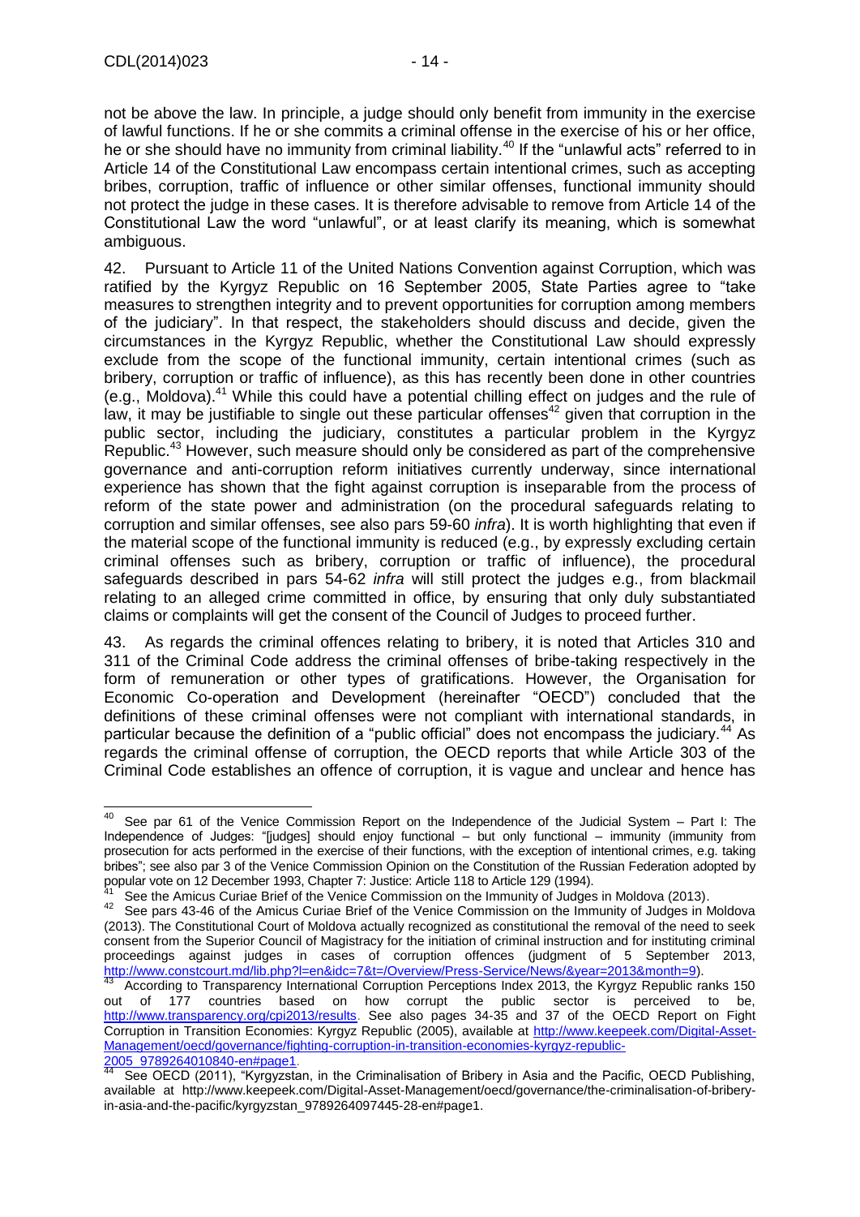not be above the law. In principle, a judge should only benefit from immunity in the exercise of lawful functions. If he or she commits a criminal offense in the exercise of his or her office, he or she should have no immunity from criminal liability.[40] If the "unlawful acts" referred to in Article 14 of the Constitutional Law encompass certain intentional crimes, such as accepting bribes, corruption, traffic of influence or other similar offenses, functional immunity should not protect the judge in these cases. It is therefore advisable to remove from Article 14 of the Constitutional Law the word "unlawful", or at least clarify its meaning, which is somewhat ambiguous.

42. Pursuant to Article 11 of the United Nations Convention against Corruption, which was ratified by the Kyrgyz Republic on 16 September 2005, State Parties agree to "take measures to strengthen integrity and to prevent opportunities for corruption among members of the judiciary". In that respect, the stakeholders should discuss and decide, given the circumstances in the Kyrgyz Republic, whether the Constitutional Law should expressly exclude from the scope of the functional immunity, certain intentional crimes (such as bribery, corruption or traffic of influence), as this has recently been done in other countries (e.g., Moldova).[41] While this could have a potential chilling effect on judges and the rule of law, it may be justifiable to single out these particular offenses[42] given that corruption in the public sector, including the judiciary, constitutes a particular problem in the Kyrgyz Republic.[43] However, such measure should only be considered as part of the comprehensive governance and anti-corruption reform initiatives currently underway, since international experience has shown that the fight against corruption is inseparable from the process of reform of the state power and administration (on the procedural safeguards relating to corruption and similar offenses, see also pars 59-60 *infra*). It is worth highlighting that even if the material scope of the functional immunity is reduced (e.g., by expressly excluding certain criminal offenses such as bribery, corruption or traffic of influence), the procedural safeguards described in pars 54-62 *infra* will still protect the judges e.g., from blackmail relating to an alleged crime committed in office, by ensuring that only duly substantiated claims or complaints will get the consent of the Council of Judges to proceed further.

43. As regards the criminal offences relating to bribery, it is noted that Articles 310 and 311 of the Criminal Code address the criminal offenses of bribe-taking respectively in the form of remuneration or other types of gratifications. However, the Organisation for Economic Co-operation and Development (hereinafter "OECD") concluded that the definitions of these criminal offenses were not compliant with international standards, in particular because the definition of a "public official" does not encompass the judiciary.[44] As regards the criminal offense of corruption, the OECD reports that while Article 303 of the Criminal Code establishes an offence of corruption, it is vague and unclear and hence has

---

[40] See par 61 of the Venice Commission Report on the Independence of the Judicial System – Part I: The Independence of Judges: "[judges] should enjoy functional – but only functional – immunity (immunity from prosecution for acts performed in the exercise of their functions, with the exception of intentional crimes, e.g. taking bribes"; see also par 3 of the Venice Commission Opinion on the Constitution of the Russian Federation adopted by popular vote on 12 December 1993, Chapter 7: Justice: Article 118 to Article 129 (1994).

[41] See the Amicus Curiae Brief of the Venice Commission on the Immunity of Judges in Moldova (2013).

[42] See pars 43-46 of the Amicus Curiae Brief of the Venice Commission on the Immunity of Judges in Moldova (2013). The Constitutional Court of Moldova actually recognized as constitutional the removal of the need to seek consent from the Superior Council of Magistracy for the initiation of criminal instruction and for instituting criminal proceedings against judges in cases of corruption offences (judgment of 5 September 2013, http://www.constcourt.md/lib.php?l=en&idc=7&t=/Overview/Press-Service/News/&year=2013&month=9).

[43] According to Transparency International Corruption Perceptions Index 2013, the Kyrgyz Republic ranks 150 out of 177 countries based on how corrupt the public sector is perceived to be, http://www.transparency.org/cpi2013/results. See also pages 34-35 and 37 of the OECD Report on Fight Corruption in Transition Economies: Kyrgyz Republic (2005), available at http://www.keepeek.com/Digital-Asset-Management/oecd/governance/fighting-corruption-in-transition-economies-kyrgyz-republic-2005_9789264010840-en#page1.

[44] See OECD (2011), "Kyrgyzstan, in the Criminalisation of Bribery in Asia and the Pacific, OECD Publishing, available at http://www.keepeek.com/Digital-Asset-Management/oecd/governance/the-criminalisation-of-bribery-in-asia-and-the-pacific/kyrgyzstan_9789264097445-28-en#page1.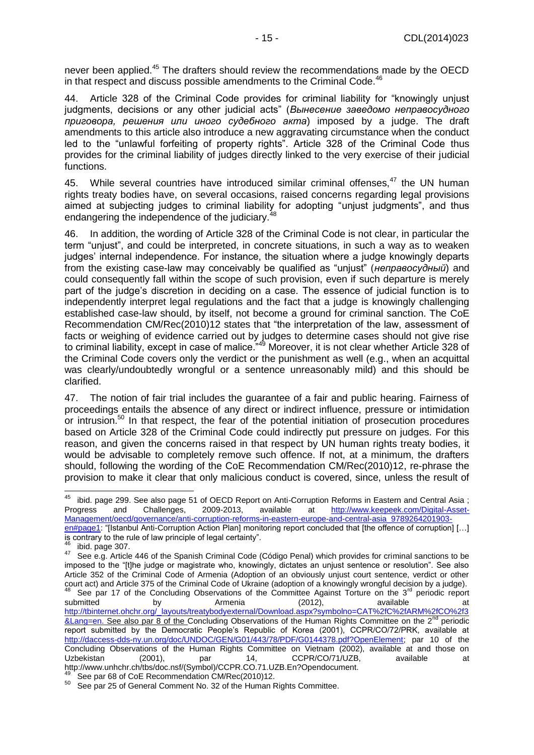never been applied.[45] The drafters should review the recommendations made by the OECD in that respect and discuss possible amendments to the Criminal Code.[46]

44. Article 328 of the Criminal Code provides for criminal liability for "knowingly unjust judgments, decisions or any other judicial acts" (*Вынесение заведомо неправосудного приговора, решения или иного судебного акта*) imposed by a judge. The draft amendments to this article also introduce a new aggravating circumstance when the conduct led to the "unlawful forfeiting of property rights". Article 328 of the Criminal Code thus provides for the criminal liability of judges directly linked to the very exercise of their judicial functions.

45. While several countries have introduced similar criminal offenses,[47] the UN human rights treaty bodies have, on several occasions, raised concerns regarding legal provisions aimed at subjecting judges to criminal liability for adopting "unjust judgments", and thus endangering the independence of the judiciary.[48]

46. In addition, the wording of Article 328 of the Criminal Code is not clear, in particular the term "unjust", and could be interpreted, in concrete situations, in such a way as to weaken judges' internal independence. For instance, the situation where a judge knowingly departs from the existing case-law may conceivably be qualified as "unjust" (*неправосудный*) and could consequently fall within the scope of such provision, even if such departure is merely part of the judge's discretion in deciding on a case. The essence of judicial function is to independently interpret legal regulations and the fact that a judge is knowingly challenging established case-law should, by itself, not become a ground for criminal sanction. The CoE Recommendation CM/Rec(2010)12 states that "the interpretation of the law, assessment of facts or weighing of evidence carried out by judges to determine cases should not give rise to criminal liability, except in case of malice."[49] Moreover, it is not clear whether Article 328 of the Criminal Code covers only the verdict or the punishment as well (e.g., when an acquittal was clearly/undoubtedly wrongful or a sentence unreasonably mild) and this should be clarified.

47. The notion of fair trial includes the guarantee of a fair and public hearing. Fairness of proceedings entails the absence of any direct or indirect influence, pressure or intimidation or intrusion.[50] In that respect, the fear of the potential initiation of prosecution procedures based on Article 328 of the Criminal Code could indirectly put pressure on judges. For this reason, and given the concerns raised in that respect by UN human rights treaty bodies, it would be advisable to completely remove such offence. If not, at a minimum, the drafters should, following the wording of the CoE Recommendation CM/Rec(2010)12, re-phrase the provision to make it clear that only malicious conduct is covered, since, unless the result of

---

[45] ibid. page 299. See also page 51 of OECD Report on Anti-Corruption Reforms in Eastern and Central Asia ; Progress and Challenges, 2009-2013, available at http://www.keepeek.com/Digital-Asset-Management/oecd/governance/anti-corruption-reforms-in-eastern-europe-and-central-asia_9789264201903-en#page1: "[Istanbul Anti-Corruption Action Plan] monitoring report concluded that [the offence of corruption] […] is contrary to the rule of law principle of legal certainty".

[46] ibid. page 307.

[47] See e.g. Article 446 of the Spanish Criminal Code (Código Penal) which provides for criminal sanctions to be imposed to the "[t]he judge or magistrate who, knowingly, dictates an unjust sentence or resolution". See also Article 352 of the Criminal Code of Armenia (Adoption of an obviously unjust court sentence, verdict or other court act) and Article 375 of the Criminal Code of Ukraine (adoption of a knowingly wrongful decision by a judge).

[48] See par 17 of the Concluding Observations of the Committee Against Torture on the 3rd periodic report submitted by Armenia (2012), available at http://tbinternet.ohchr.org/_layouts/treatybodyexternal/Download.aspx?symbolno=CAT%2fC%2fARM%2fCO%2f3&Lang=en. See also par 8 of the Concluding Observations of the Human Rights Committee on the 2nd periodic report submitted by the Democratic People's Republic of Korea (2001), CCPR/CO/72/PRK, available at http://daccess-dds-ny.un.org/doc/UNDOC/GEN/G01/443/78/PDF/G0144378.pdf?OpenElement; par 10 of the Concluding Observations of the Human Rights Committee on Vietnam (2002), available at and those on Uzbekistan (2001), par 14, CCPR/CO/71/UZB, available at http://www.unhchr.ch/tbs/doc.nsf/(Symbol)/CCPR.CO.71.UZB.En?Opendocument.

[49] See par 68 of CoE Recommendation CM/Rec(2010)12.

[50] See par 25 of General Comment No. 32 of the Human Rights Committee.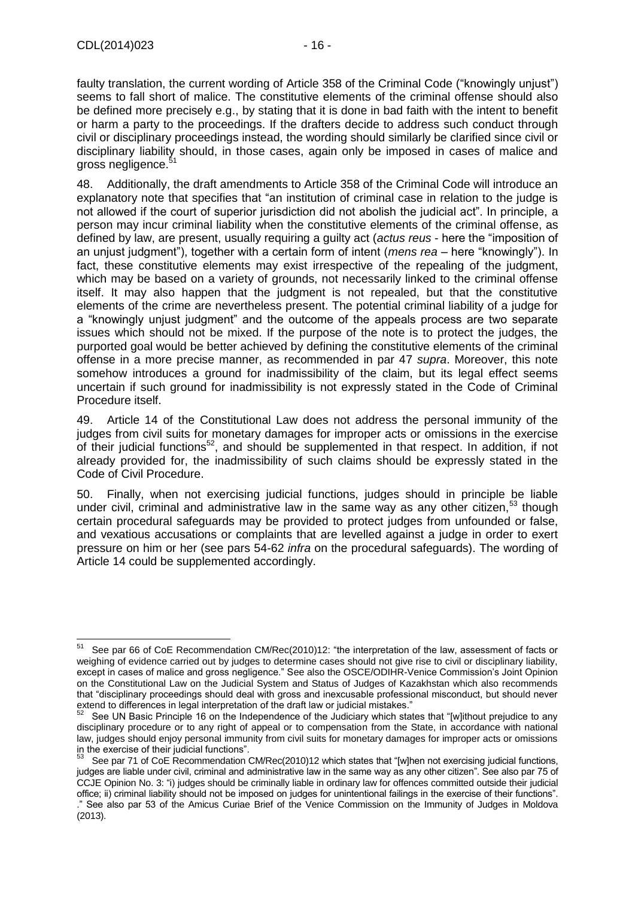faulty translation, the current wording of Article 358 of the Criminal Code ("knowingly unjust") seems to fall short of malice. The constitutive elements of the criminal offense should also be defined more precisely e.g., by stating that it is done in bad faith with the intent to benefit or harm a party to the proceedings. If the drafters decide to address such conduct through civil or disciplinary proceedings instead, the wording should similarly be clarified since civil or disciplinary liability should, in those cases, again only be imposed in cases of malice and gross negligence.[51]

48. Additionally, the draft amendments to Article 358 of the Criminal Code will introduce an explanatory note that specifies that "an institution of criminal case in relation to the judge is not allowed if the court of superior jurisdiction did not abolish the judicial act". In principle, a person may incur criminal liability when the constitutive elements of the criminal offense, as defined by law, are present, usually requiring a guilty act (*actus reus* - here the "imposition of an unjust judgment"), together with a certain form of intent (*mens rea* – here "knowingly"). In fact, these constitutive elements may exist irrespective of the repealing of the judgment, which may be based on a variety of grounds, not necessarily linked to the criminal offense itself. It may also happen that the judgment is not repealed, but that the constitutive elements of the crime are nevertheless present. The potential criminal liability of a judge for a "knowingly unjust judgment" and the outcome of the appeals process are two separate issues which should not be mixed. If the purpose of the note is to protect the judges, the purported goal would be better achieved by defining the constitutive elements of the criminal offense in a more precise manner, as recommended in par 47 *supra*. Moreover, this note somehow introduces a ground for inadmissibility of the claim, but its legal effect seems uncertain if such ground for inadmissibility is not expressly stated in the Code of Criminal Procedure itself.

49. Article 14 of the Constitutional Law does not address the personal immunity of the judges from civil suits for monetary damages for improper acts or omissions in the exercise of their judicial functions[52], and should be supplemented in that respect. In addition, if not already provided for, the inadmissibility of such claims should be expressly stated in the Code of Civil Procedure.

50. Finally, when not exercising judicial functions, judges should in principle be liable under civil, criminal and administrative law in the same way as any other citizen,[53] though certain procedural safeguards may be provided to protect judges from unfounded or false, and vexatious accusations or complaints that are levelled against a judge in order to exert pressure on him or her (see pars 54-62 *infra* on the procedural safeguards). The wording of Article 14 could be supplemented accordingly.

---

[51] See par 66 of CoE Recommendation CM/Rec(2010)12: "the interpretation of the law, assessment of facts or weighing of evidence carried out by judges to determine cases should not give rise to civil or disciplinary liability, except in cases of malice and gross negligence." See also the OSCE/ODIHR-Venice Commission's Joint Opinion on the Constitutional Law on the Judicial System and Status of Judges of Kazakhstan which also recommends that "disciplinary proceedings should deal with gross and inexcusable professional misconduct, but should never extend to differences in legal interpretation of the draft law or judicial mistakes."

[52] See UN Basic Principle 16 on the Independence of the Judiciary which states that "[w]ithout prejudice to any disciplinary procedure or to any right of appeal or to compensation from the State, in accordance with national law, judges should enjoy personal immunity from civil suits for monetary damages for improper acts or omissions in the exercise of their judicial functions".

[53] See par 71 of CoE Recommendation CM/Rec(2010)12 which states that "[w]hen not exercising judicial functions, judges are liable under civil, criminal and administrative law in the same way as any other citizen". See also par 75 of CCJE Opinion No. 3: "i) judges should be criminally liable in ordinary law for offences committed outside their judicial office; ii) criminal liability should not be imposed on judges for unintentional failings in the exercise of their functions". ." See also par 53 of the Amicus Curiae Brief of the Venice Commission on the Immunity of Judges in Moldova (2013).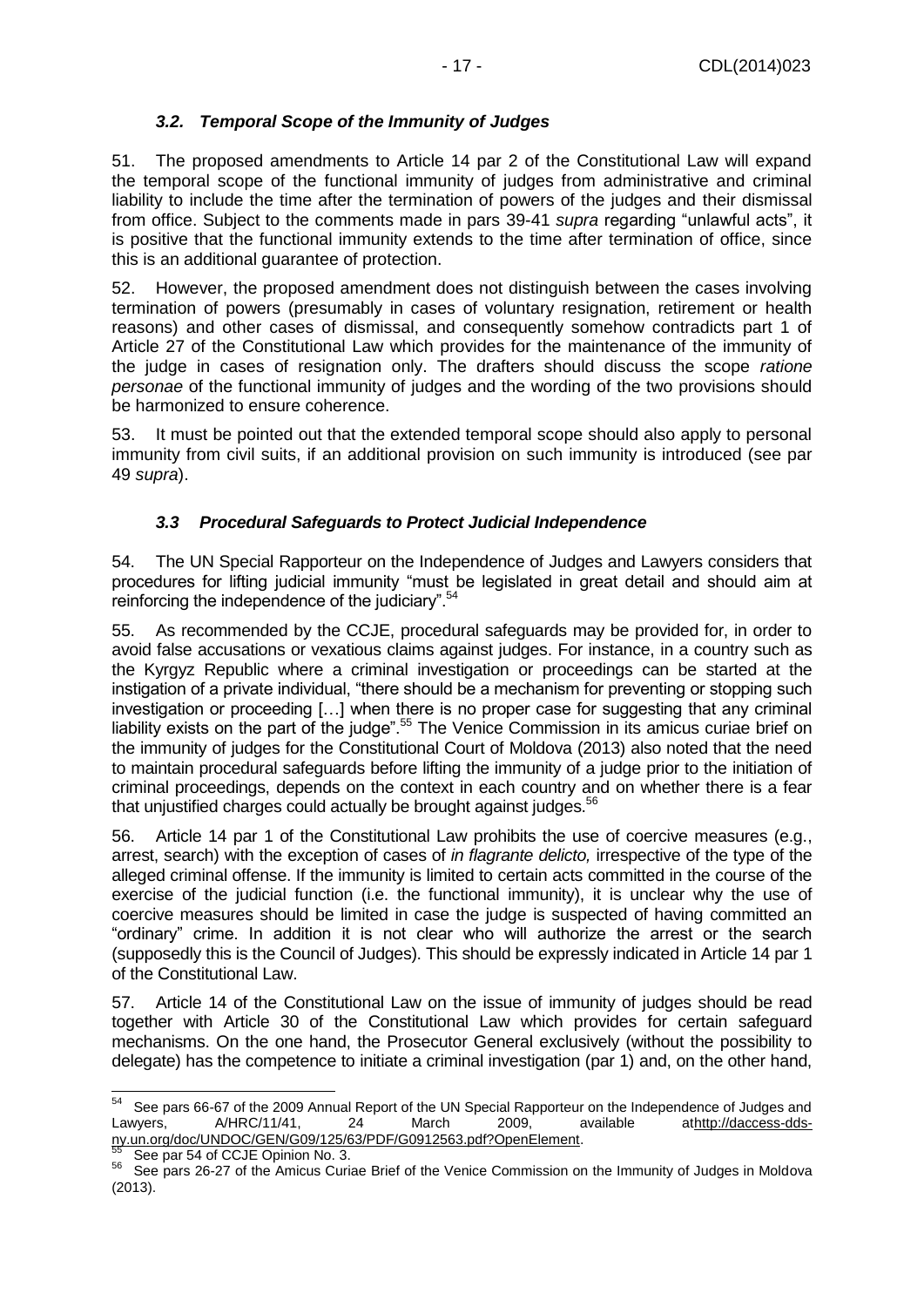### *3.2. Temporal Scope of the Immunity of Judges*

51. The proposed amendments to Article 14 par 2 of the Constitutional Law will expand the temporal scope of the functional immunity of judges from administrative and criminal liability to include the time after the termination of powers of the judges and their dismissal from office. Subject to the comments made in pars 39-41 *supra* regarding "unlawful acts", it is positive that the functional immunity extends to the time after termination of office, since this is an additional guarantee of protection.

52. However, the proposed amendment does not distinguish between the cases involving termination of powers (presumably in cases of voluntary resignation, retirement or health reasons) and other cases of dismissal, and consequently somehow contradicts part 1 of Article 27 of the Constitutional Law which provides for the maintenance of the immunity of the judge in cases of resignation only. The drafters should discuss the scope *ratione personae* of the functional immunity of judges and the wording of the two provisions should be harmonized to ensure coherence.

53. It must be pointed out that the extended temporal scope should also apply to personal immunity from civil suits, if an additional provision on such immunity is introduced (see par 49 *supra*).

### *3.3 Procedural Safeguards to Protect Judicial Independence*

54. The UN Special Rapporteur on the Independence of Judges and Lawyers considers that procedures for lifting judicial immunity "must be legislated in great detail and should aim at reinforcing the independence of the judiciary".[54]

55. As recommended by the CCJE, procedural safeguards may be provided for, in order to avoid false accusations or vexatious claims against judges. For instance, in a country such as the Kyrgyz Republic where a criminal investigation or proceedings can be started at the instigation of a private individual, "there should be a mechanism for preventing or stopping such investigation or proceeding […] when there is no proper case for suggesting that any criminal liability exists on the part of the judge".[55] The Venice Commission in its amicus curiae brief on the immunity of judges for the Constitutional Court of Moldova (2013) also noted that the need to maintain procedural safeguards before lifting the immunity of a judge prior to the initiation of criminal proceedings, depends on the context in each country and on whether there is a fear that unjustified charges could actually be brought against judges.[56]

56. Article 14 par 1 of the Constitutional Law prohibits the use of coercive measures (e.g., arrest, search) with the exception of cases of *in flagrante delicto,* irrespective of the type of the alleged criminal offense. If the immunity is limited to certain acts committed in the course of the exercise of the judicial function (i.e. the functional immunity), it is unclear why the use of coercive measures should be limited in case the judge is suspected of having committed an "ordinary" crime. In addition it is not clear who will authorize the arrest or the search (supposedly this is the Council of Judges). This should be expressly indicated in Article 14 par 1 of the Constitutional Law.

57. Article 14 of the Constitutional Law on the issue of immunity of judges should be read together with Article 30 of the Constitutional Law which provides for certain safeguard mechanisms. On the one hand, the Prosecutor General exclusively (without the possibility to delegate) has the competence to initiate a criminal investigation (par 1) and, on the other hand,

---

[54] See pars 66-67 of the 2009 Annual Report of the UN Special Rapporteur on the Independence of Judges and Lawyers, A/HRC/11/41, 24 March 2009, available at http://daccess-dds-ny.un.org/doc/UNDOC/GEN/G09/125/63/PDF/G0912563.pdf?OpenElement.

[55] See par 54 of CCJE Opinion No. 3.

[56] See pars 26-27 of the Amicus Curiae Brief of the Venice Commission on the Immunity of Judges in Moldova (2013).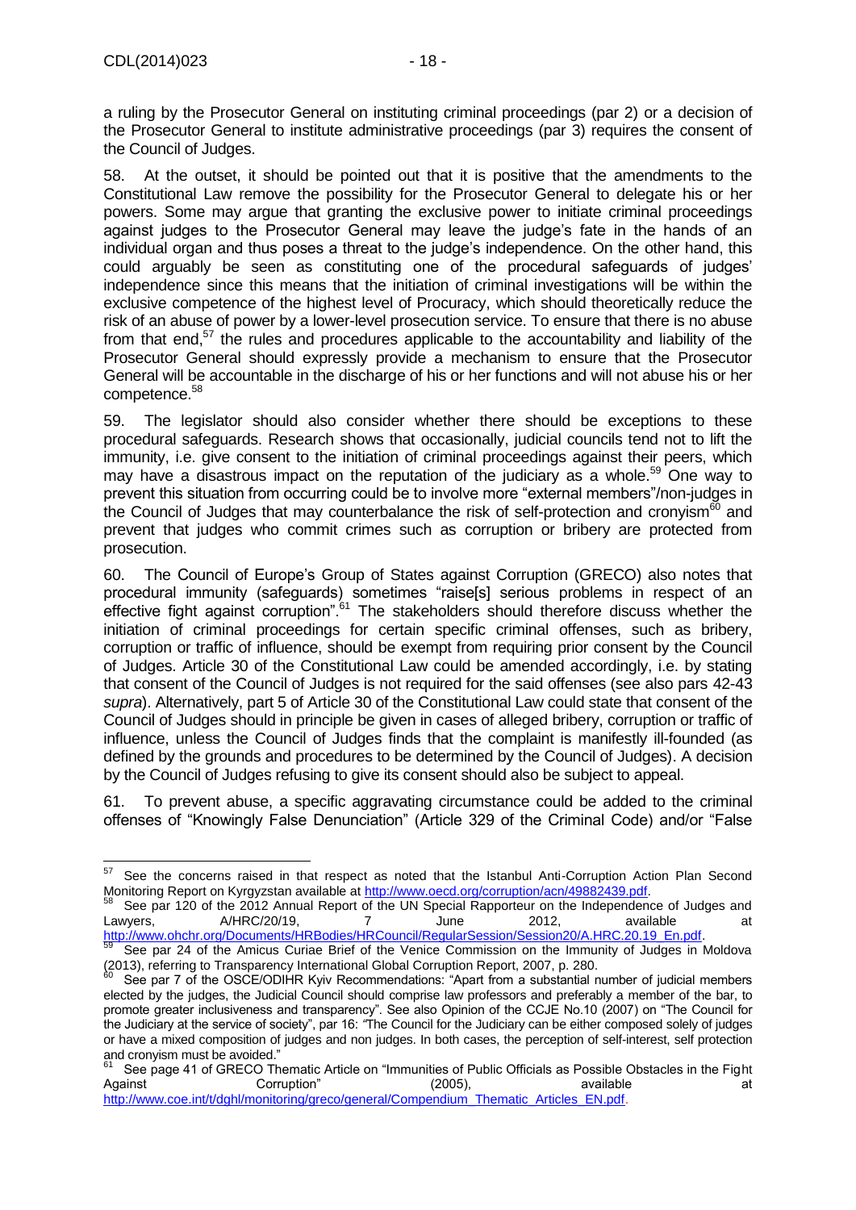a ruling by the Prosecutor General on instituting criminal proceedings (par 2) or a decision of the Prosecutor General to institute administrative proceedings (par 3) requires the consent of the Council of Judges.

58. At the outset, it should be pointed out that it is positive that the amendments to the Constitutional Law remove the possibility for the Prosecutor General to delegate his or her powers. Some may argue that granting the exclusive power to initiate criminal proceedings against judges to the Prosecutor General may leave the judge's fate in the hands of an individual organ and thus poses a threat to the judge's independence. On the other hand, this could arguably be seen as constituting one of the procedural safeguards of judges' independence since this means that the initiation of criminal investigations will be within the exclusive competence of the highest level of Procuracy, which should theoretically reduce the risk of an abuse of power by a lower-level prosecution service. To ensure that there is no abuse from that end,[57] the rules and procedures applicable to the accountability and liability of the Prosecutor General should expressly provide a mechanism to ensure that the Prosecutor General will be accountable in the discharge of his or her functions and will not abuse his or her competence.[58]

59. The legislator should also consider whether there should be exceptions to these procedural safeguards. Research shows that occasionally, judicial councils tend not to lift the immunity, i.e. give consent to the initiation of criminal proceedings against their peers, which may have a disastrous impact on the reputation of the judiciary as a whole.[59] One way to prevent this situation from occurring could be to involve more "external members"/non-judges in the Council of Judges that may counterbalance the risk of self-protection and cronyism[60] and prevent that judges who commit crimes such as corruption or bribery are protected from prosecution.

60. The Council of Europe's Group of States against Corruption (GRECO) also notes that procedural immunity (safeguards) sometimes "raise[s] serious problems in respect of an effective fight against corruption".[61] The stakeholders should therefore discuss whether the initiation of criminal proceedings for certain specific criminal offenses, such as bribery, corruption or traffic of influence, should be exempt from requiring prior consent by the Council of Judges. Article 30 of the Constitutional Law could be amended accordingly, i.e. by stating that consent of the Council of Judges is not required for the said offenses (see also pars 42-43 *supra*). Alternatively, part 5 of Article 30 of the Constitutional Law could state that consent of the Council of Judges should in principle be given in cases of alleged bribery, corruption or traffic of influence, unless the Council of Judges finds that the complaint is manifestly ill-founded (as defined by the grounds and procedures to be determined by the Council of Judges). A decision by the Council of Judges refusing to give its consent should also be subject to appeal.

61. To prevent abuse, a specific aggravating circumstance could be added to the criminal offenses of "Knowingly False Denunciation" (Article 329 of the Criminal Code) and/or "False

---

[57] See the concerns raised in that respect as noted that the Istanbul Anti-Corruption Action Plan Second Monitoring Report on Kyrgyzstan available at http://www.oecd.org/corruption/acn/49882439.pdf.

[58] See par 120 of the 2012 Annual Report of the UN Special Rapporteur on the Independence of Judges and Lawyers, A/HRC/20/19, 7 June 2012, available at http://www.ohchr.org/Documents/HRBodies/HRCouncil/RegularSession/Session20/A.HRC.20.19_En.pdf.

[59] See par 24 of the Amicus Curiae Brief of the Venice Commission on the Immunity of Judges in Moldova (2013), referring to Transparency International Global Corruption Report, 2007, p. 280.

[60] See par 7 of the OSCE/ODIHR Kyiv Recommendations: "Apart from a substantial number of judicial members elected by the judges, the Judicial Council should comprise law professors and preferably a member of the bar, to promote greater inclusiveness and transparency". See also Opinion of the CCJE No.10 (2007) on "The Council for the Judiciary at the service of society", par 16: "The Council for the Judiciary can be either composed solely of judges or have a mixed composition of judges and non judges. In both cases, the perception of self-interest, self protection and cronyism must be avoided."

[61] See page 41 of GRECO Thematic Article on "Immunities of Public Officials as Possible Obstacles in the Fight Against Corruption" (2005), available at http://www.coe.int/t/dghl/monitoring/greco/general/Compendium_Thematic_Articles_EN.pdf.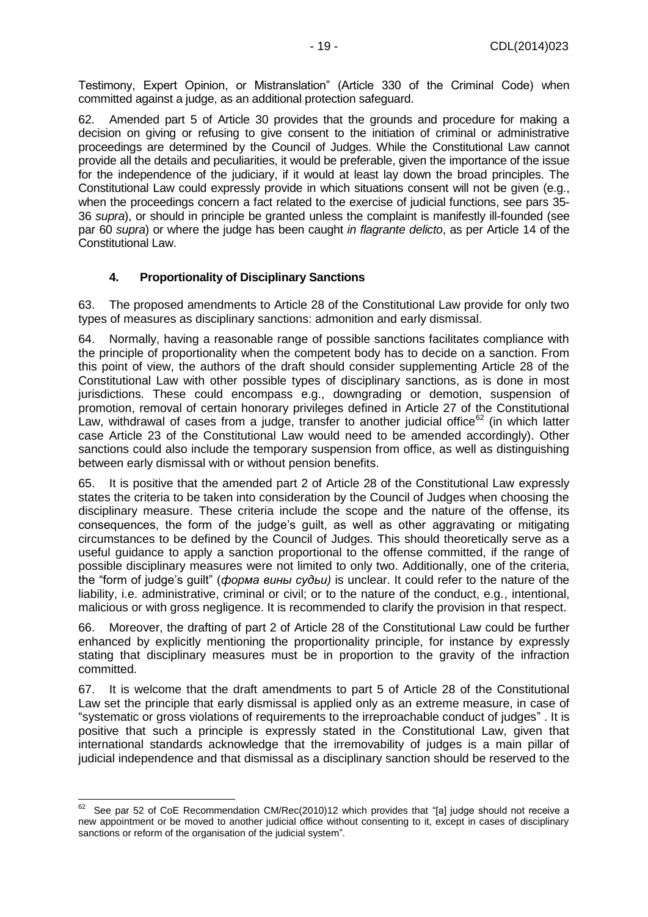Testimony, Expert Opinion, or Mistranslation" (Article 330 of the Criminal Code) when committed against a judge, as an additional protection safeguard.

62. Amended part 5 of Article 30 provides that the grounds and procedure for making a decision on giving or refusing to give consent to the initiation of criminal or administrative proceedings are determined by the Council of Judges. While the Constitutional Law cannot provide all the details and peculiarities, it would be preferable, given the importance of the issue for the independence of the judiciary, if it would at least lay down the broad principles. The Constitutional Law could expressly provide in which situations consent will not be given (e.g., when the proceedings concern a fact related to the exercise of judicial functions, see pars 35-36 *supra*), or should in principle be granted unless the complaint is manifestly ill-founded (see par 60 *supra*) or where the judge has been caught *in flagrante delicto*, as per Article 14 of the Constitutional Law.

### 4. Proportionality of Disciplinary Sanctions

63. The proposed amendments to Article 28 of the Constitutional Law provide for only two types of measures as disciplinary sanctions: admonition and early dismissal.

64. Normally, having a reasonable range of possible sanctions facilitates compliance with the principle of proportionality when the competent body has to decide on a sanction. From this point of view, the authors of the draft should consider supplementing Article 28 of the Constitutional Law with other possible types of disciplinary sanctions, as is done in most jurisdictions. These could encompass e.g., downgrading or demotion, suspension of promotion, removal of certain honorary privileges defined in Article 27 of the Constitutional Law, withdrawal of cases from a judge, transfer to another judicial office[62] (in which latter case Article 23 of the Constitutional Law would need to be amended accordingly). Other sanctions could also include the temporary suspension from office, as well as distinguishing between early dismissal with or without pension benefits.

65. It is positive that the amended part 2 of Article 28 of the Constitutional Law expressly states the criteria to be taken into consideration by the Council of Judges when choosing the disciplinary measure. These criteria include the scope and the nature of the offense, its consequences, the form of the judge's guilt, as well as other aggravating or mitigating circumstances to be defined by the Council of Judges. This should theoretically serve as a useful guidance to apply a sanction proportional to the offense committed, if the range of possible disciplinary measures were not limited to only two. Additionally, one of the criteria, the "form of judge's guilt" (*форма вины судьи)* is unclear. It could refer to the nature of the liability, i.e. administrative, criminal or civil; or to the nature of the conduct, e.g., intentional, malicious or with gross negligence. It is recommended to clarify the provision in that respect.

66. Moreover, the drafting of part 2 of Article 28 of the Constitutional Law could be further enhanced by explicitly mentioning the proportionality principle, for instance by expressly stating that disciplinary measures must be in proportion to the gravity of the infraction committed.

67. It is welcome that the draft amendments to part 5 of Article 28 of the Constitutional Law set the principle that early dismissal is applied only as an extreme measure, in case of "systematic or gross violations of requirements to the irreproachable conduct of judges" . It is positive that such a principle is expressly stated in the Constitutional Law, given that international standards acknowledge that the irremovability of judges is a main pillar of judicial independence and that dismissal as a disciplinary sanction should be reserved to the

---

[62] See par 52 of CoE Recommendation CM/Rec(2010)12 which provides that "[a] judge should not receive a new appointment or be moved to another judicial office without consenting to it, except in cases of disciplinary sanctions or reform of the organisation of the judicial system".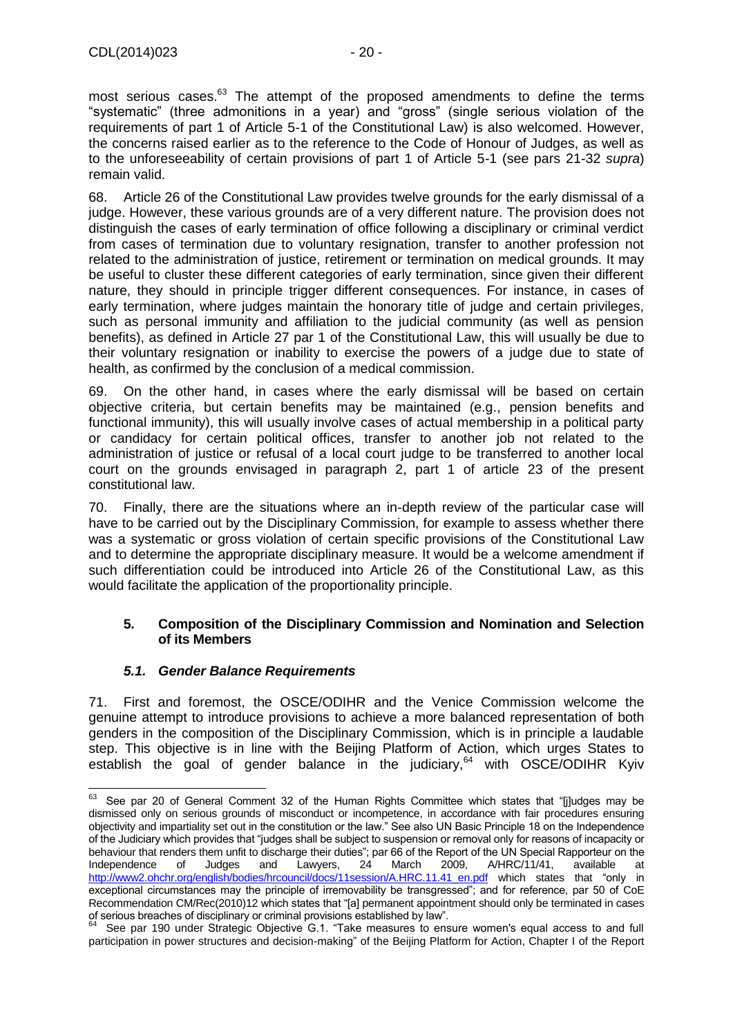most serious cases.[63] The attempt of the proposed amendments to define the terms "systematic" (three admonitions in a year) and "gross" (single serious violation of the requirements of part 1 of Article 5-1 of the Constitutional Law) is also welcomed. However, the concerns raised earlier as to the reference to the Code of Honour of Judges, as well as to the unforeseeability of certain provisions of part 1 of Article 5-1 (see pars 21-32 *supra*) remain valid.

68. Article 26 of the Constitutional Law provides twelve grounds for the early dismissal of a judge. However, these various grounds are of a very different nature. The provision does not distinguish the cases of early termination of office following a disciplinary or criminal verdict from cases of termination due to voluntary resignation, transfer to another profession not related to the administration of justice, retirement or termination on medical grounds. It may be useful to cluster these different categories of early termination, since given their different nature, they should in principle trigger different consequences. For instance, in cases of early termination, where judges maintain the honorary title of judge and certain privileges, such as personal immunity and affiliation to the judicial community (as well as pension benefits), as defined in Article 27 par 1 of the Constitutional Law, this will usually be due to their voluntary resignation or inability to exercise the powers of a judge due to state of health, as confirmed by the conclusion of a medical commission.

69. On the other hand, in cases where the early dismissal will be based on certain objective criteria, but certain benefits may be maintained (e.g., pension benefits and functional immunity), this will usually involve cases of actual membership in a political party or candidacy for certain political offices, transfer to another job not related to the administration of justice or refusal of a local court judge to be transferred to another local court on the grounds envisaged in paragraph 2, part 1 of article 23 of the present constitutional law.

70. Finally, there are the situations where an in-depth review of the particular case will have to be carried out by the Disciplinary Commission, for example to assess whether there was a systematic or gross violation of certain specific provisions of the Constitutional Law and to determine the appropriate disciplinary measure. It would be a welcome amendment if such differentiation could be introduced into Article 26 of the Constitutional Law, as this would facilitate the application of the proportionality principle.

## 5. Composition of the Disciplinary Commission and Nomination and Selection of its Members

### *5.1. Gender Balance Requirements*

71. First and foremost, the OSCE/ODIHR and the Venice Commission welcome the genuine attempt to introduce provisions to achieve a more balanced representation of both genders in the composition of the Disciplinary Commission, which is in principle a laudable step. This objective is in line with the Beijing Platform of Action, which urges States to establish the goal of gender balance in the judiciary,[64] with OSCE/ODIHR Kyiv

---

[63] See par 20 of General Comment 32 of the Human Rights Committee which states that "[j]udges may be dismissed only on serious grounds of misconduct or incompetence, in accordance with fair procedures ensuring objectivity and impartiality set out in the constitution or the law." See also UN Basic Principle 18 on the Independence of the Judiciary which provides that "judges shall be subject to suspension or removal only for reasons of incapacity or behaviour that renders them unfit to discharge their duties"; par 66 of the Report of the UN Special Rapporteur on the Independence of Judges and Lawyers, 24 March 2009, A/HRC/11/41, available at http://www2.ohchr.org/english/bodies/hrcouncil/docs/11session/A.HRC.11.41_en.pdf which states that "only in exceptional circumstances may the principle of irremovability be transgressed"; and for reference, par 50 of CoE Recommendation CM/Rec(2010)12 which states that "[a] permanent appointment should only be terminated in cases of serious breaches of disciplinary or criminal provisions established by law".

[64] See par 190 under Strategic Objective G.1. "Take measures to ensure women's equal access to and full participation in power structures and decision-making" of the Beijing Platform for Action, Chapter I of the Report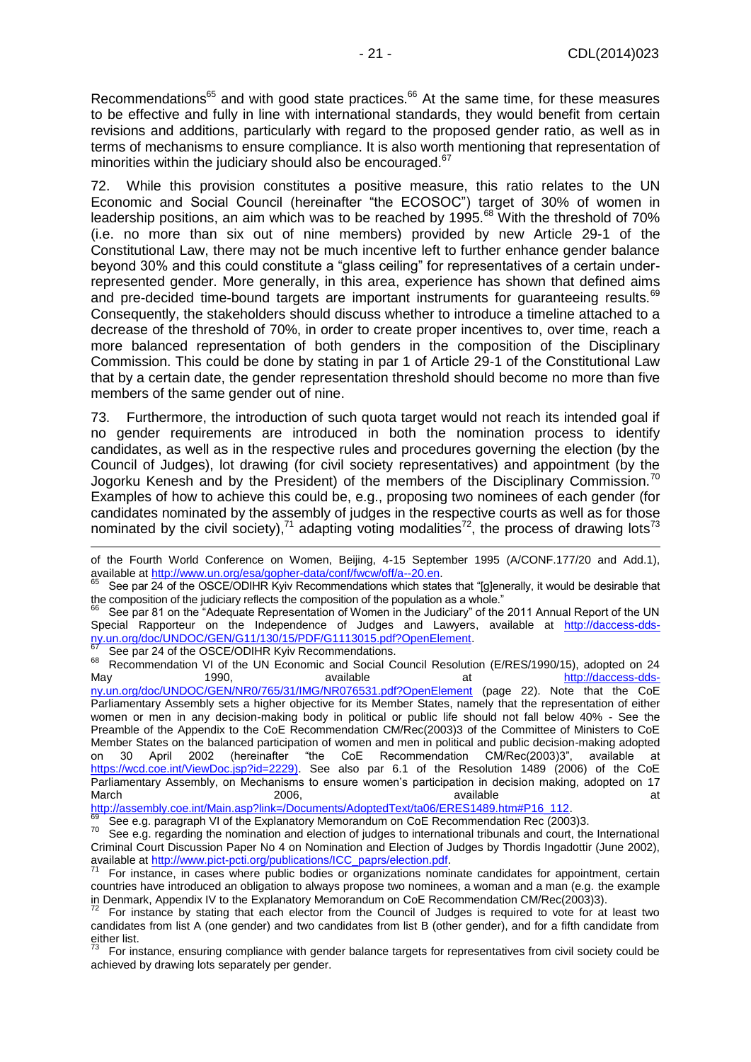Recommendations[65] and with good state practices.[66] At the same time, for these measures to be effective and fully in line with international standards, they would benefit from certain revisions and additions, particularly with regard to the proposed gender ratio, as well as in terms of mechanisms to ensure compliance. It is also worth mentioning that representation of minorities within the judiciary should also be encouraged.[67]

72. While this provision constitutes a positive measure, this ratio relates to the UN Economic and Social Council (hereinafter "the ECOSOC") target of 30% of women in leadership positions, an aim which was to be reached by 1995.[68] With the threshold of 70% (i.e. no more than six out of nine members) provided by new Article 29-1 of the Constitutional Law, there may not be much incentive left to further enhance gender balance beyond 30% and this could constitute a "glass ceiling" for representatives of a certain under-represented gender. More generally, in this area, experience has shown that defined aims and pre-decided time-bound targets are important instruments for guaranteeing results.[69] Consequently, the stakeholders should discuss whether to introduce a timeline attached to a decrease of the threshold of 70%, in order to create proper incentives to, over time, reach a more balanced representation of both genders in the composition of the Disciplinary Commission. This could be done by stating in par 1 of Article 29-1 of the Constitutional Law that by a certain date, the gender representation threshold should become no more than five members of the same gender out of nine.

73. Furthermore, the introduction of such quota target would not reach its intended goal if no gender requirements are introduced in both the nomination process to identify candidates, as well as in the respective rules and procedures governing the election (by the Council of Judges), lot drawing (for civil society representatives) and appointment (by the Jogorku Kenesh and by the President) of the members of the Disciplinary Commission.[70] Examples of how to achieve this could be, e.g., proposing two nominees of each gender (for candidates nominated by the assembly of judges in the respective courts as well as for those nominated by the civil society),[71] adapting voting modalities[72], the process of drawing lots[73]

---

of the Fourth World Conference on Women, Beijing, 4-15 September 1995 (A/CONF.177/20 and Add.1), available at http://www.un.org/esa/gopher-data/conf/fwcw/off/a--20.en.

[65] See par 24 of the OSCE/ODIHR Kyiv Recommendations which states that "[g]enerally, it would be desirable that the composition of the judiciary reflects the composition of the population as a whole."

[66] See par 81 on the "Adequate Representation of Women in the Judiciary" of the 2011 Annual Report of the UN Special Rapporteur on the Independence of Judges and Lawyers, available at http://daccess-dds-ny.un.org/doc/UNDOC/GEN/G11/130/15/PDF/G1113015.pdf?OpenElement.

[67] See par 24 of the OSCE/ODIHR Kyiv Recommendations.

[68] Recommendation VI of the UN Economic and Social Council Resolution (E/RES/1990/15), adopted on 24 May 1990, available at http://daccess-dds-ny.un.org/doc/UNDOC/GEN/NR0/765/31/IMG/NR076531.pdf?OpenElement (page 22). Note that the CoE Parliamentary Assembly sets a higher objective for its Member States, namely that the representation of either women or men in any decision-making body in political or public life should not fall below 40% - See the Preamble of the Appendix to the CoE Recommendation CM/Rec(2003)3 of the Committee of Ministers to CoE Member States on the balanced participation of women and men in political and public decision-making adopted on 30 April 2002 (hereinafter "the CoE Recommendation CM/Rec(2003)3", available at https://wcd.coe.int/ViewDoc.jsp?id=2229). See also par 6.1 of the Resolution 1489 (2006) of the CoE Parliamentary Assembly, on Mechanisms to ensure women's participation in decision making, adopted on 17 March 2006, available at http://assembly.coe.int/Main.asp?link=/Documents/AdoptedText/ta06/ERES1489.htm#P16_112.

[69] See e.g. paragraph VI of the Explanatory Memorandum on CoE Recommendation Rec (2003)3.

[70] See e.g. regarding the nomination and election of judges to international tribunals and court, the International Criminal Court Discussion Paper No 4 on Nomination and Election of Judges by Thordis Ingadottir (June 2002), available at http://www.pict-pcti.org/publications/ICC_paprs/election.pdf.

[71] For instance, in cases where public bodies or organizations nominate candidates for appointment, certain countries have introduced an obligation to always propose two nominees, a woman and a man (e.g. the example in Denmark, Appendix IV to the Explanatory Memorandum on CoE Recommendation CM/Rec(2003)3).

[72] For instance by stating that each elector from the Council of Judges is required to vote for at least two candidates from list A (one gender) and two candidates from list B (other gender), and for a fifth candidate from either list.

[73] For instance, ensuring compliance with gender balance targets for representatives from civil society could be achieved by drawing lots separately per gender.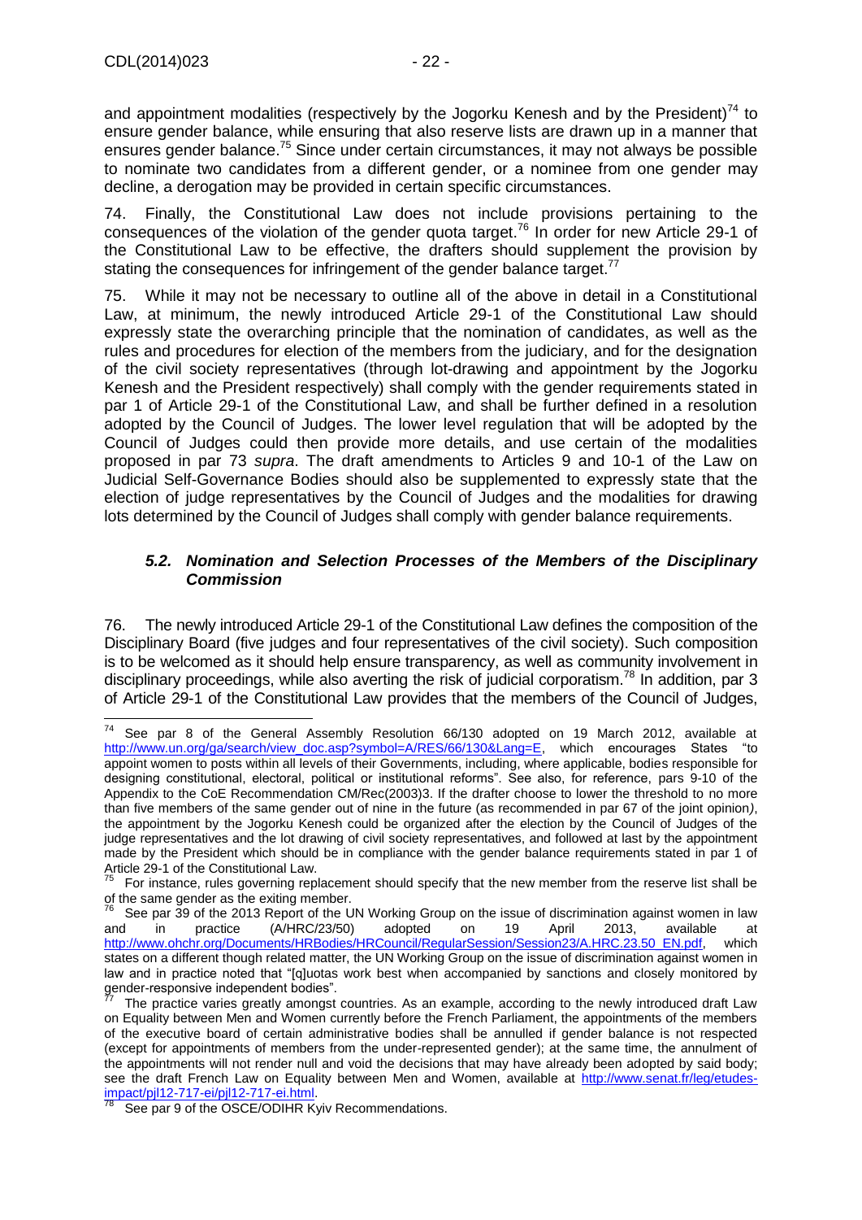and appointment modalities (respectively by the Jogorku Kenesh and by the President)[74] to ensure gender balance, while ensuring that also reserve lists are drawn up in a manner that ensures gender balance.[75] Since under certain circumstances, it may not always be possible to nominate two candidates from a different gender, or a nominee from one gender may decline, a derogation may be provided in certain specific circumstances.

74. Finally, the Constitutional Law does not include provisions pertaining to the consequences of the violation of the gender quota target.[76] In order for new Article 29-1 of the Constitutional Law to be effective, the drafters should supplement the provision by stating the consequences for infringement of the gender balance target.[77]

75. While it may not be necessary to outline all of the above in detail in a Constitutional Law, at minimum, the newly introduced Article 29-1 of the Constitutional Law should expressly state the overarching principle that the nomination of candidates, as well as the rules and procedures for election of the members from the judiciary, and for the designation of the civil society representatives (through lot-drawing and appointment by the Jogorku Kenesh and the President respectively) shall comply with the gender requirements stated in par 1 of Article 29-1 of the Constitutional Law, and shall be further defined in a resolution adopted by the Council of Judges. The lower level regulation that will be adopted by the Council of Judges could then provide more details, and use certain of the modalities proposed in par 73 *supra*. The draft amendments to Articles 9 and 10-1 of the Law on Judicial Self-Governance Bodies should also be supplemented to expressly state that the election of judge representatives by the Council of Judges and the modalities for drawing lots determined by the Council of Judges shall comply with gender balance requirements.

### *5.2. Nomination and Selection Processes of the Members of the Disciplinary Commission*

76. The newly introduced Article 29-1 of the Constitutional Law defines the composition of the Disciplinary Board (five judges and four representatives of the civil society). Such composition is to be welcomed as it should help ensure transparency, as well as community involvement in disciplinary proceedings, while also averting the risk of judicial corporatism.[78] In addition, par 3 of Article 29-1 of the Constitutional Law provides that the members of the Council of Judges,

---

[74] See par 8 of the General Assembly Resolution 66/130 adopted on 19 March 2012, available at http://www.un.org/ga/search/view_doc.asp?symbol=A/RES/66/130&Lang=E, which encourages States "to appoint women to posts within all levels of their Governments, including, where applicable, bodies responsible for designing constitutional, electoral, political or institutional reforms". See also, for reference, pars 9-10 of the Appendix to the CoE Recommendation CM/Rec(2003)3. If the drafter choose to lower the threshold to no more than five members of the same gender out of nine in the future (as recommended in par 67 of the joint opinion), the appointment by the Jogorku Kenesh could be organized after the election by the Council of Judges of the judge representatives and the lot drawing of civil society representatives, and followed at last by the appointment made by the President which should be in compliance with the gender balance requirements stated in par 1 of Article 29-1 of the Constitutional Law.

[75] For instance, rules governing replacement should specify that the new member from the reserve list shall be of the same gender as the exiting member.

[76] See par 39 of the 2013 Report of the UN Working Group on the issue of discrimination against women in law and in practice (A/HRC/23/50) adopted on 19 April 2013, available at http://www.ohchr.org/Documents/HRBodies/HRCouncil/RegularSession/Session23/A.HRC.23.50_EN.pdf, which states on a different though related matter, the UN Working Group on the issue of discrimination against women in law and in practice noted that "[q]uotas work best when accompanied by sanctions and closely monitored by gender-responsive independent bodies".

[77] The practice varies greatly amongst countries. As an example, according to the newly introduced draft Law on Equality between Men and Women currently before the French Parliament, the appointments of the members of the executive board of certain administrative bodies shall be annulled if gender balance is not respected (except for appointments of members from the under-represented gender); at the same time, the annulment of the appointments will not render null and void the decisions that may have already been adopted by said body; see the draft French Law on Equality between Men and Women, available at http://www.senat.fr/leg/etudes-impact/pjl12-717-ei/pjl12-717-ei.html.

[78] See par 9 of the OSCE/ODIHR Kyiv Recommendations.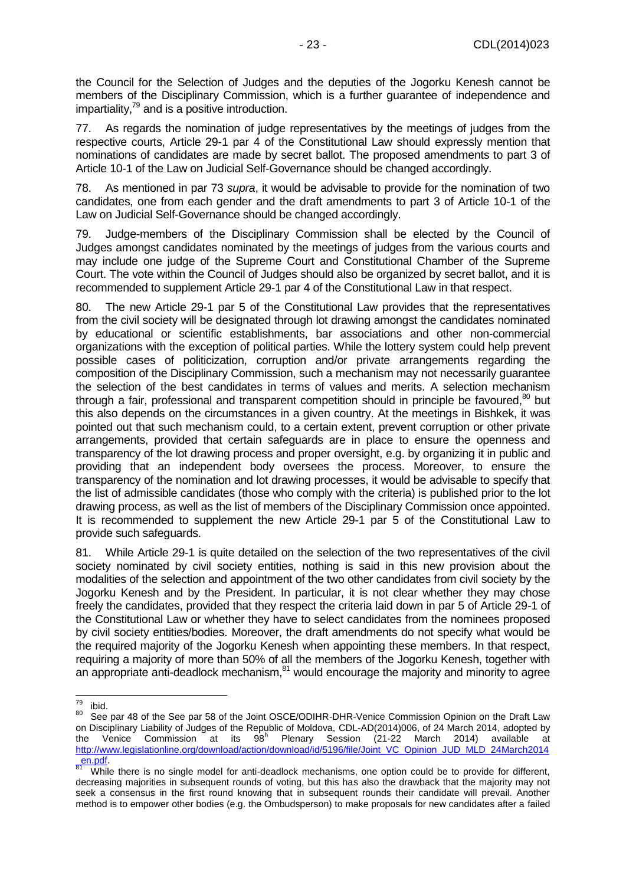the Council for the Selection of Judges and the deputies of the Jogorku Kenesh cannot be members of the Disciplinary Commission, which is a further guarantee of independence and impartiality,[79] and is a positive introduction.

77. As regards the nomination of judge representatives by the meetings of judges from the respective courts, Article 29-1 par 4 of the Constitutional Law should expressly mention that nominations of candidates are made by secret ballot. The proposed amendments to part 3 of Article 10-1 of the Law on Judicial Self-Governance should be changed accordingly.

78. As mentioned in par 73 *supra*, it would be advisable to provide for the nomination of two candidates, one from each gender and the draft amendments to part 3 of Article 10-1 of the Law on Judicial Self-Governance should be changed accordingly.

79. Judge-members of the Disciplinary Commission shall be elected by the Council of Judges amongst candidates nominated by the meetings of judges from the various courts and may include one judge of the Supreme Court and Constitutional Chamber of the Supreme Court. The vote within the Council of Judges should also be organized by secret ballot, and it is recommended to supplement Article 29-1 par 4 of the Constitutional Law in that respect.

80. The new Article 29-1 par 5 of the Constitutional Law provides that the representatives from the civil society will be designated through lot drawing amongst the candidates nominated by educational or scientific establishments, bar associations and other non-commercial organizations with the exception of political parties. While the lottery system could help prevent possible cases of politicization, corruption and/or private arrangements regarding the composition of the Disciplinary Commission, such a mechanism may not necessarily guarantee the selection of the best candidates in terms of values and merits. A selection mechanism through a fair, professional and transparent competition should in principle be favoured,[80] but this also depends on the circumstances in a given country. At the meetings in Bishkek, it was pointed out that such mechanism could, to a certain extent, prevent corruption or other private arrangements, provided that certain safeguards are in place to ensure the openness and transparency of the lot drawing process and proper oversight, e.g. by organizing it in public and providing that an independent body oversees the process. Moreover, to ensure the transparency of the nomination and lot drawing processes, it would be advisable to specify that the list of admissible candidates (those who comply with the criteria) is published prior to the lot drawing process, as well as the list of members of the Disciplinary Commission once appointed. It is recommended to supplement the new Article 29-1 par 5 of the Constitutional Law to provide such safeguards.

81. While Article 29-1 is quite detailed on the selection of the two representatives of the civil society nominated by civil society entities, nothing is said in this new provision about the modalities of the selection and appointment of the two other candidates from civil society by the Jogorku Kenesh and by the President. In particular, it is not clear whether they may chose freely the candidates, provided that they respect the criteria laid down in par 5 of Article 29-1 of the Constitutional Law or whether they have to select candidates from the nominees proposed by civil society entities/bodies. Moreover, the draft amendments do not specify what would be the required majority of the Jogorku Kenesh when appointing these members. In that respect, requiring a majority of more than 50% of all the members of the Jogorku Kenesh, together with an appropriate anti-deadlock mechanism,[81] would encourage the majority and minority to agree

---

[79] ibid.

[80] See par 48 of the See par 58 of the Joint OSCE/ODIHR-DHR-Venice Commission Opinion on the Draft Law on Disciplinary Liability of Judges of the Republic of Moldova, CDL-AD(2014)006, of 24 March 2014, adopted by the Venice Commission at its 98h Plenary Session (21-22 March 2014) available at http://www.legislationline.org/download/action/download/id/5196/file/Joint_VC_Opinion_JUD_MLD_24March2014_en.pdf.

[81] While there is no single model for anti-deadlock mechanisms, one option could be to provide for different, decreasing majorities in subsequent rounds of voting, but this has also the drawback that the majority may not seek a consensus in the first round knowing that in subsequent rounds their candidate will prevail. Another method is to empower other bodies (e.g. the Ombudsperson) to make proposals for new candidates after a failed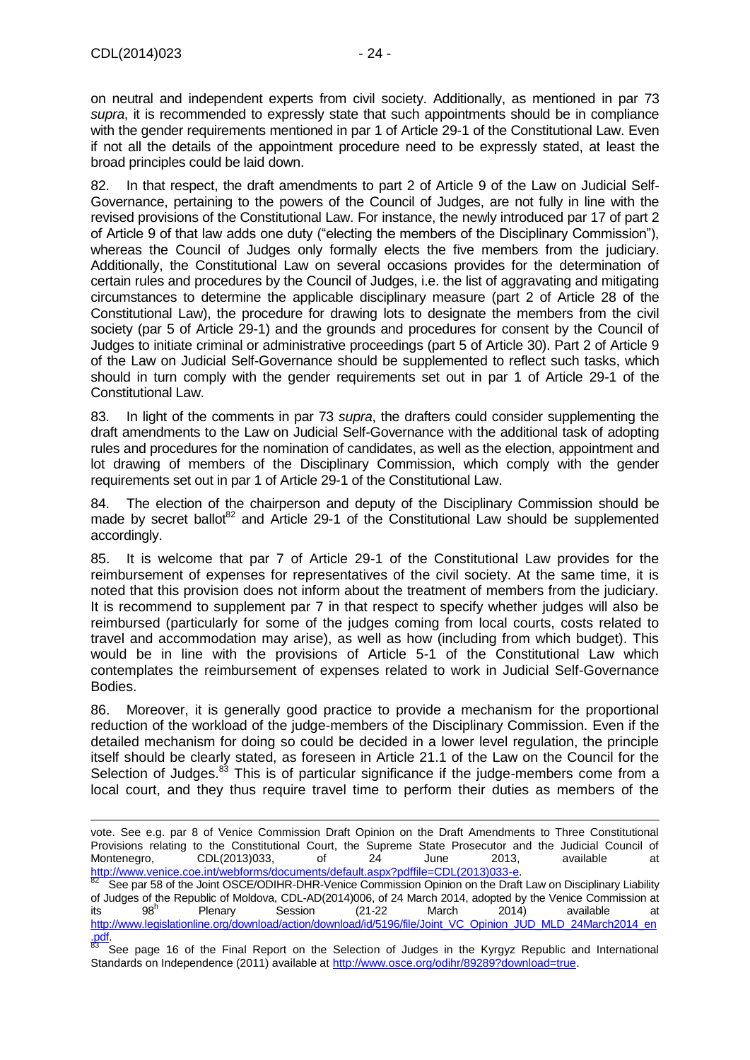on neutral and independent experts from civil society. Additionally, as mentioned in par 73 *supra*, it is recommended to expressly state that such appointments should be in compliance with the gender requirements mentioned in par 1 of Article 29-1 of the Constitutional Law. Even if not all the details of the appointment procedure need to be expressly stated, at least the broad principles could be laid down.

82. In that respect, the draft amendments to part 2 of Article 9 of the Law on Judicial Self-Governance, pertaining to the powers of the Council of Judges, are not fully in line with the revised provisions of the Constitutional Law. For instance, the newly introduced par 17 of part 2 of Article 9 of that law adds one duty ("electing the members of the Disciplinary Commission"), whereas the Council of Judges only formally elects the five members from the judiciary. Additionally, the Constitutional Law on several occasions provides for the determination of certain rules and procedures by the Council of Judges, i.e. the list of aggravating and mitigating circumstances to determine the applicable disciplinary measure (part 2 of Article 28 of the Constitutional Law), the procedure for drawing lots to designate the members from the civil society (par 5 of Article 29-1) and the grounds and procedures for consent by the Council of Judges to initiate criminal or administrative proceedings (part 5 of Article 30). Part 2 of Article 9 of the Law on Judicial Self-Governance should be supplemented to reflect such tasks, which should in turn comply with the gender requirements set out in par 1 of Article 29-1 of the Constitutional Law.

83. In light of the comments in par 73 *supra*, the drafters could consider supplementing the draft amendments to the Law on Judicial Self-Governance with the additional task of adopting rules and procedures for the nomination of candidates, as well as the election, appointment and lot drawing of members of the Disciplinary Commission, which comply with the gender requirements set out in par 1 of Article 29-1 of the Constitutional Law.

84. The election of the chairperson and deputy of the Disciplinary Commission should be made by secret ballot[82] and Article 29-1 of the Constitutional Law should be supplemented accordingly.

85. It is welcome that par 7 of Article 29-1 of the Constitutional Law provides for the reimbursement of expenses for representatives of the civil society. At the same time, it is noted that this provision does not inform about the treatment of members from the judiciary. It is recommend to supplement par 7 in that respect to specify whether judges will also be reimbursed (particularly for some of the judges coming from local courts, costs related to travel and accommodation may arise), as well as how (including from which budget). This would be in line with the provisions of Article 5-1 of the Constitutional Law which contemplates the reimbursement of expenses related to work in Judicial Self-Governance Bodies.

86. Moreover, it is generally good practice to provide a mechanism for the proportional reduction of the workload of the judge-members of the Disciplinary Commission. Even if the detailed mechanism for doing so could be decided in a lower level regulation, the principle itself should be clearly stated, as foreseen in Article 21.1 of the Law on the Council for the Selection of Judges.[83] This is of particular significance if the judge-members come from a local court, and they thus require travel time to perform their duties as members of the

---

vote. See e.g. par 8 of Venice Commission Draft Opinion on the Draft Amendments to Three Constitutional Provisions relating to the Constitutional Court, the Supreme State Prosecutor and the Judicial Council of Montenegro, CDL(2013)033, of 24 June 2013, available at http://www.venice.coe.int/webforms/documents/default.aspx?pdffile=CDL(2013)033-e.

[82] See par 58 of the Joint OSCE/ODIHR-DHR-Venice Commission Opinion on the Draft Law on Disciplinary Liability of Judges of the Republic of Moldova, CDL-AD(2014)006, of 24 March 2014, adopted by the Venice Commission at its 98h Plenary Session (21-22 March 2014) available at http://www.legislationline.org/download/action/download/id/5196/file/Joint_VC_Opinion_JUD_MLD_24March2014_en.pdf.

[83] See page 16 of the Final Report on the Selection of Judges in the Kyrgyz Republic and International Standards on Independence (2011) available at http://www.osce.org/odihr/89289?download=true.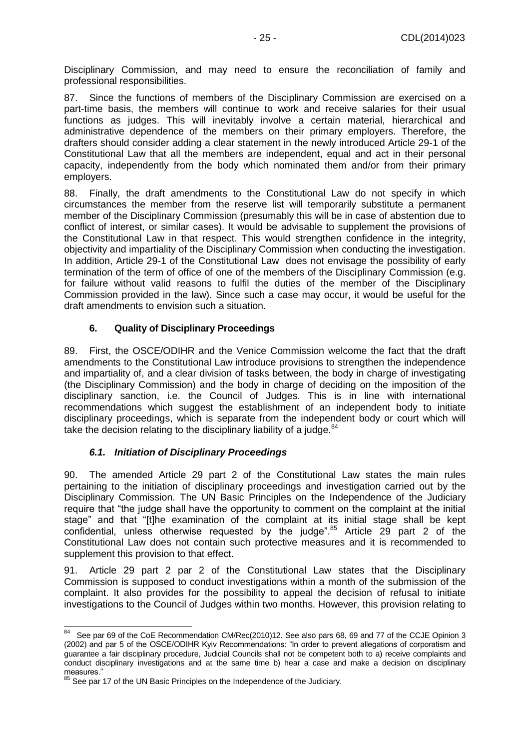Disciplinary Commission, and may need to ensure the reconciliation of family and professional responsibilities.

87. Since the functions of members of the Disciplinary Commission are exercised on a part-time basis, the members will continue to work and receive salaries for their usual functions as judges. This will inevitably involve a certain material, hierarchical and administrative dependence of the members on their primary employers. Therefore, the drafters should consider adding a clear statement in the newly introduced Article 29-1 of the Constitutional Law that all the members are independent, equal and act in their personal capacity, independently from the body which nominated them and/or from their primary employers.

88. Finally, the draft amendments to the Constitutional Law do not specify in which circumstances the member from the reserve list will temporarily substitute a permanent member of the Disciplinary Commission (presumably this will be in case of abstention due to conflict of interest, or similar cases). It would be advisable to supplement the provisions of the Constitutional Law in that respect. This would strengthen confidence in the integrity, objectivity and impartiality of the Disciplinary Commission when conducting the investigation. In addition, Article 29-1 of the Constitutional Law does not envisage the possibility of early termination of the term of office of one of the members of the Disciplinary Commission (e.g. for failure without valid reasons to fulfil the duties of the member of the Disciplinary Commission provided in the law). Since such a case may occur, it would be useful for the draft amendments to envision such a situation.

### 6. Quality of Disciplinary Proceedings

89. First, the OSCE/ODIHR and the Venice Commission welcome the fact that the draft amendments to the Constitutional Law introduce provisions to strengthen the independence and impartiality of, and a clear division of tasks between, the body in charge of investigating (the Disciplinary Commission) and the body in charge of deciding on the imposition of the disciplinary sanction, i.e. the Council of Judges. This is in line with international recommendations which suggest the establishment of an independent body to initiate disciplinary proceedings, which is separate from the independent body or court which will take the decision relating to the disciplinary liability of a judge.[84]

#### *6.1. Initiation of Disciplinary Proceedings*

90. The amended Article 29 part 2 of the Constitutional Law states the main rules pertaining to the initiation of disciplinary proceedings and investigation carried out by the Disciplinary Commission. The UN Basic Principles on the Independence of the Judiciary require that "the judge shall have the opportunity to comment on the complaint at the initial stage" and that "[t]he examination of the complaint at its initial stage shall be kept confidential, unless otherwise requested by the judge".[85] Article 29 part 2 of the Constitutional Law does not contain such protective measures and it is recommended to supplement this provision to that effect.

91. Article 29 part 2 par 2 of the Constitutional Law states that the Disciplinary Commission is supposed to conduct investigations within a month of the submission of the complaint. It also provides for the possibility to appeal the decision of refusal to initiate investigations to the Council of Judges within two months. However, this provision relating to

---

[84] See par 69 of the CoE Recommendation CM/Rec(2010)12. See also pars 68, 69 and 77 of the CCJE Opinion 3 (2002) and par 5 of the OSCE/ODIHR Kyiv Recommendations: "In order to prevent allegations of corporatism and guarantee a fair disciplinary procedure, Judicial Councils shall not be competent both to a) receive complaints and conduct disciplinary investigations and at the same time b) hear a case and make a decision on disciplinary measures."

[85] See par 17 of the UN Basic Principles on the Independence of the Judiciary.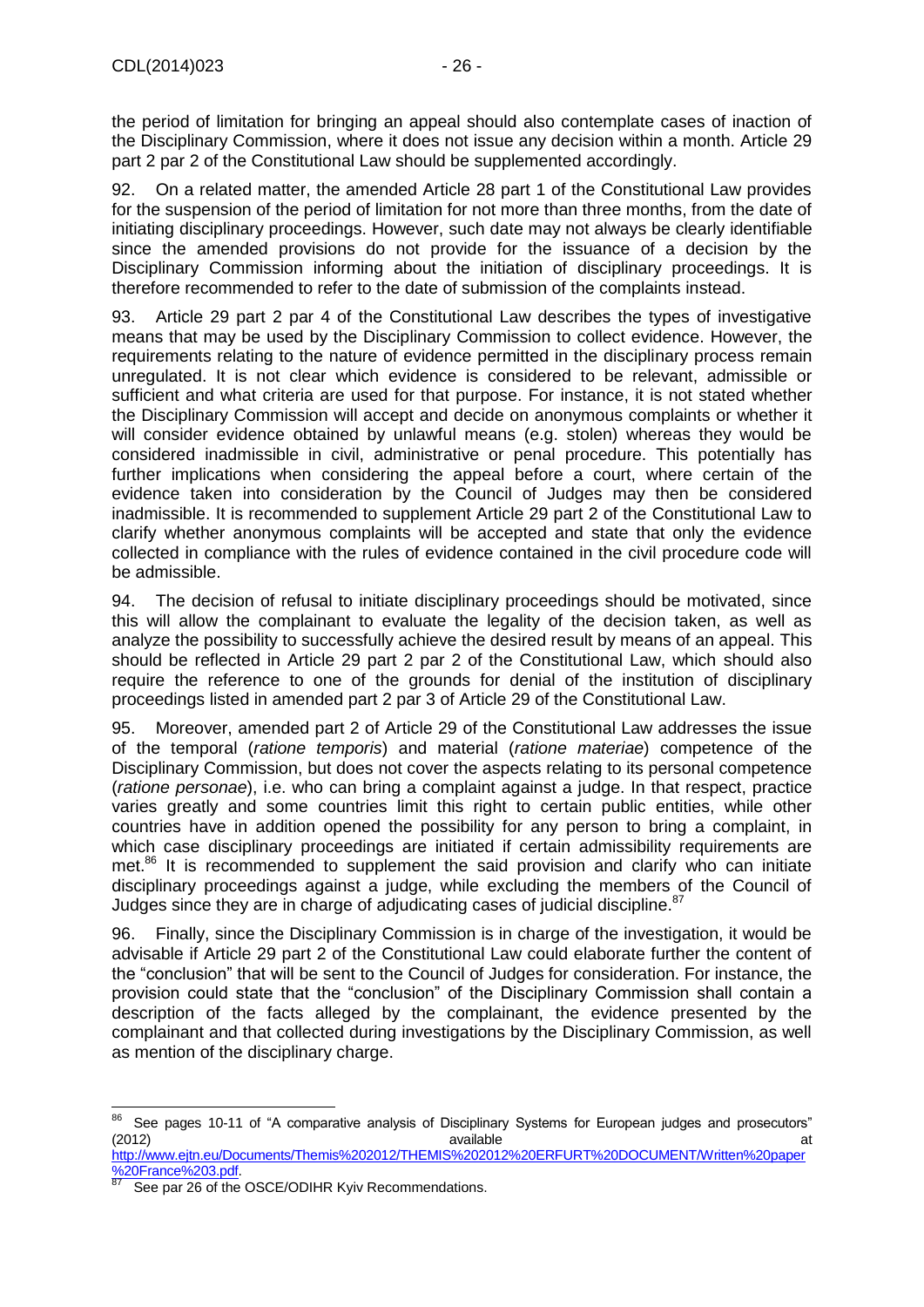the period of limitation for bringing an appeal should also contemplate cases of inaction of the Disciplinary Commission, where it does not issue any decision within a month. Article 29 part 2 par 2 of the Constitutional Law should be supplemented accordingly.

92. On a related matter, the amended Article 28 part 1 of the Constitutional Law provides for the suspension of the period of limitation for not more than three months, from the date of initiating disciplinary proceedings. However, such date may not always be clearly identifiable since the amended provisions do not provide for the issuance of a decision by the Disciplinary Commission informing about the initiation of disciplinary proceedings. It is therefore recommended to refer to the date of submission of the complaints instead.

93. Article 29 part 2 par 4 of the Constitutional Law describes the types of investigative means that may be used by the Disciplinary Commission to collect evidence. However, the requirements relating to the nature of evidence permitted in the disciplinary process remain unregulated. It is not clear which evidence is considered to be relevant, admissible or sufficient and what criteria are used for that purpose. For instance, it is not stated whether the Disciplinary Commission will accept and decide on anonymous complaints or whether it will consider evidence obtained by unlawful means (e.g. stolen) whereas they would be considered inadmissible in civil, administrative or penal procedure. This potentially has further implications when considering the appeal before a court, where certain of the evidence taken into consideration by the Council of Judges may then be considered inadmissible. It is recommended to supplement Article 29 part 2 of the Constitutional Law to clarify whether anonymous complaints will be accepted and state that only the evidence collected in compliance with the rules of evidence contained in the civil procedure code will be admissible.

94. The decision of refusal to initiate disciplinary proceedings should be motivated, since this will allow the complainant to evaluate the legality of the decision taken, as well as analyze the possibility to successfully achieve the desired result by means of an appeal. This should be reflected in Article 29 part 2 par 2 of the Constitutional Law, which should also require the reference to one of the grounds for denial of the institution of disciplinary proceedings listed in amended part 2 par 3 of Article 29 of the Constitutional Law.

95. Moreover, amended part 2 of Article 29 of the Constitutional Law addresses the issue of the temporal (*ratione temporis*) and material (*ratione materiae*) competence of the Disciplinary Commission, but does not cover the aspects relating to its personal competence (*ratione personae*), i.e. who can bring a complaint against a judge. In that respect, practice varies greatly and some countries limit this right to certain public entities, while other countries have in addition opened the possibility for any person to bring a complaint, in which case disciplinary proceedings are initiated if certain admissibility requirements are met.[86] It is recommended to supplement the said provision and clarify who can initiate disciplinary proceedings against a judge, while excluding the members of the Council of Judges since they are in charge of adjudicating cases of judicial discipline.[87]

96. Finally, since the Disciplinary Commission is in charge of the investigation, it would be advisable if Article 29 part 2 of the Constitutional Law could elaborate further the content of the "conclusion" that will be sent to the Council of Judges for consideration. For instance, the provision could state that the "conclusion" of the Disciplinary Commission shall contain a description of the facts alleged by the complainant, the evidence presented by the complainant and that collected during investigations by the Disciplinary Commission, as well as mention of the disciplinary charge.

---

[86] See pages 10-11 of "A comparative analysis of Disciplinary Systems for European judges and prosecutors" (2012) available at http://www.ejtn.eu/Documents/Themis%202012/THEMIS%202012%20ERFURT%20DOCUMENT/Written%20paper%20France%203.pdf.

[87] See par 26 of the OSCE/ODIHR Kyiv Recommendations.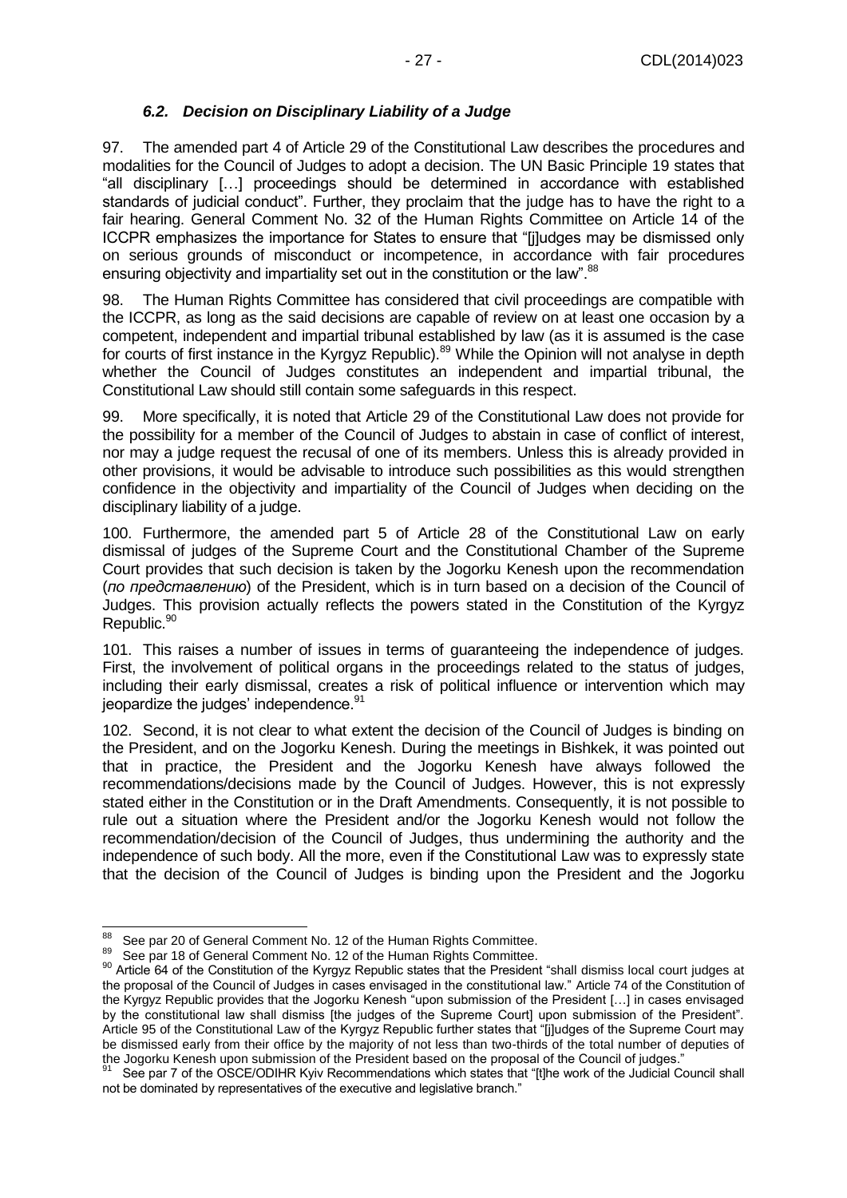### *6.2. Decision on Disciplinary Liability of a Judge*

97. The amended part 4 of Article 29 of the Constitutional Law describes the procedures and modalities for the Council of Judges to adopt a decision. The UN Basic Principle 19 states that "all disciplinary […] proceedings should be determined in accordance with established standards of judicial conduct". Further, they proclaim that the judge has to have the right to a fair hearing. General Comment No. 32 of the Human Rights Committee on Article 14 of the ICCPR emphasizes the importance for States to ensure that "[j]udges may be dismissed only on serious grounds of misconduct or incompetence, in accordance with fair procedures ensuring objectivity and impartiality set out in the constitution or the law".[88]

98. The Human Rights Committee has considered that civil proceedings are compatible with the ICCPR, as long as the said decisions are capable of review on at least one occasion by a competent, independent and impartial tribunal established by law (as it is assumed is the case for courts of first instance in the Kyrgyz Republic).[89] While the Opinion will not analyse in depth whether the Council of Judges constitutes an independent and impartial tribunal, the Constitutional Law should still contain some safeguards in this respect.

99. More specifically, it is noted that Article 29 of the Constitutional Law does not provide for the possibility for a member of the Council of Judges to abstain in case of conflict of interest, nor may a judge request the recusal of one of its members. Unless this is already provided in other provisions, it would be advisable to introduce such possibilities as this would strengthen confidence in the objectivity and impartiality of the Council of Judges when deciding on the disciplinary liability of a judge.

100. Furthermore, the amended part 5 of Article 28 of the Constitutional Law on early dismissal of judges of the Supreme Court and the Constitutional Chamber of the Supreme Court provides that such decision is taken by the Jogorku Kenesh upon the recommendation (*по представлению*) of the President, which is in turn based on a decision of the Council of Judges. This provision actually reflects the powers stated in the Constitution of the Kyrgyz Republic.[90]

101. This raises a number of issues in terms of guaranteeing the independence of judges. First, the involvement of political organs in the proceedings related to the status of judges, including their early dismissal, creates a risk of political influence or intervention which may jeopardize the judges' independence.[91]

102. Second, it is not clear to what extent the decision of the Council of Judges is binding on the President, and on the Jogorku Kenesh. During the meetings in Bishkek, it was pointed out that in practice, the President and the Jogorku Kenesh have always followed the recommendations/decisions made by the Council of Judges. However, this is not expressly stated either in the Constitution or in the Draft Amendments. Consequently, it is not possible to rule out a situation where the President and/or the Jogorku Kenesh would not follow the recommendation/decision of the Council of Judges, thus undermining the authority and the independence of such body. All the more, even if the Constitutional Law was to expressly state that the decision of the Council of Judges is binding upon the President and the Jogorku

---

[88] See par 20 of General Comment No. 12 of the Human Rights Committee.

[89] See par 18 of General Comment No. 12 of the Human Rights Committee.

[90] Article 64 of the Constitution of the Kyrgyz Republic states that the President "shall dismiss local court judges at the proposal of the Council of Judges in cases envisaged in the constitutional law." Article 74 of the Constitution of the Kyrgyz Republic provides that the Jogorku Kenesh "upon submission of the President […] in cases envisaged by the constitutional law shall dismiss [the judges of the Supreme Court] upon submission of the President". Article 95 of the Constitutional Law of the Kyrgyz Republic further states that "[j]udges of the Supreme Court may be dismissed early from their office by the majority of not less than two-thirds of the total number of deputies of the Jogorku Kenesh upon submission of the President based on the proposal of the Council of judges."

[91] See par 7 of the OSCE/ODIHR Kyiv Recommendations which states that "[t]he work of the Judicial Council shall not be dominated by representatives of the executive and legislative branch."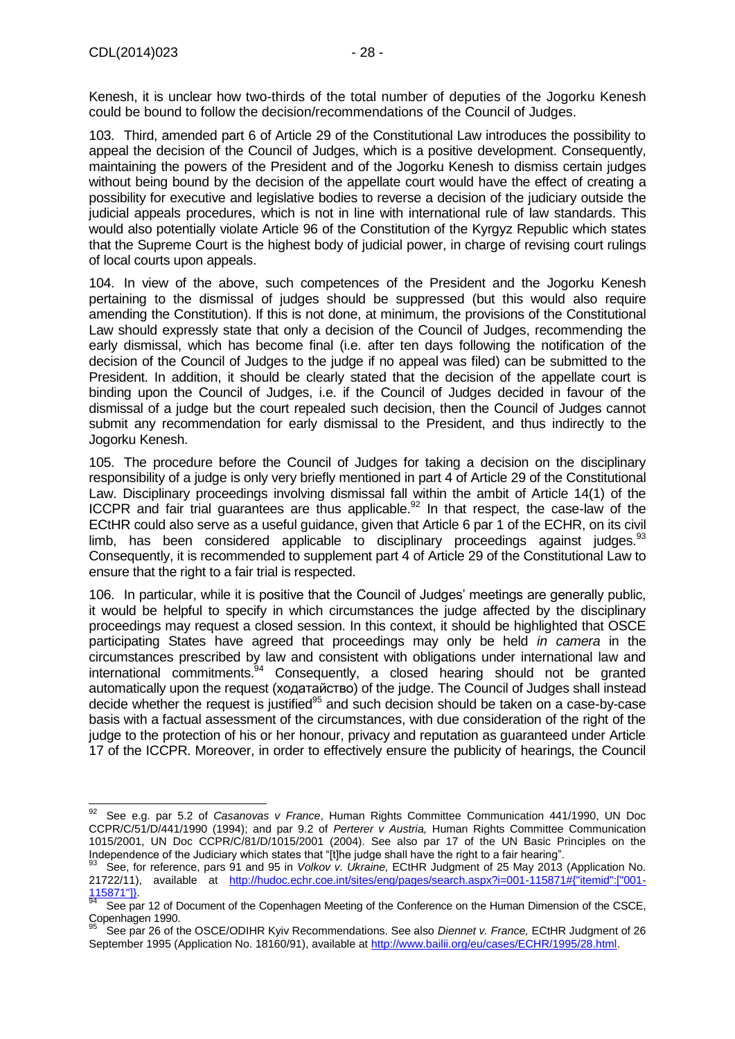Kenesh, it is unclear how two-thirds of the total number of deputies of the Jogorku Kenesh could be bound to follow the decision/recommendations of the Council of Judges.

103. Third, amended part 6 of Article 29 of the Constitutional Law introduces the possibility to appeal the decision of the Council of Judges, which is a positive development. Consequently, maintaining the powers of the President and of the Jogorku Kenesh to dismiss certain judges without being bound by the decision of the appellate court would have the effect of creating a possibility for executive and legislative bodies to reverse a decision of the judiciary outside the judicial appeals procedures, which is not in line with international rule of law standards. This would also potentially violate Article 96 of the Constitution of the Kyrgyz Republic which states that the Supreme Court is the highest body of judicial power, in charge of revising court rulings of local courts upon appeals.

104. In view of the above, such competences of the President and the Jogorku Kenesh pertaining to the dismissal of judges should be suppressed (but this would also require amending the Constitution). If this is not done, at minimum, the provisions of the Constitutional Law should expressly state that only a decision of the Council of Judges, recommending the early dismissal, which has become final (i.e. after ten days following the notification of the decision of the Council of Judges to the judge if no appeal was filed) can be submitted to the President. In addition, it should be clearly stated that the decision of the appellate court is binding upon the Council of Judges, i.e. if the Council of Judges decided in favour of the dismissal of a judge but the court repealed such decision, then the Council of Judges cannot submit any recommendation for early dismissal to the President, and thus indirectly to the Jogorku Kenesh.

105. The procedure before the Council of Judges for taking a decision on the disciplinary responsibility of a judge is only very briefly mentioned in part 4 of Article 29 of the Constitutional Law. Disciplinary proceedings involving dismissal fall within the ambit of Article 14(1) of the ICCPR and fair trial guarantees are thus applicable.[92] In that respect, the case-law of the ECtHR could also serve as a useful guidance, given that Article 6 par 1 of the ECHR, on its civil limb, has been considered applicable to disciplinary proceedings against judges.[93] Consequently, it is recommended to supplement part 4 of Article 29 of the Constitutional Law to ensure that the right to a fair trial is respected.

106. In particular, while it is positive that the Council of Judges' meetings are generally public, it would be helpful to specify in which circumstances the judge affected by the disciplinary proceedings may request a closed session. In this context, it should be highlighted that OSCE participating States have agreed that proceedings may only be held *in camera* in the circumstances prescribed by law and consistent with obligations under international law and international commitments.[94] Consequently, a closed hearing should not be granted automatically upon the request (ходатайство) of the judge. The Council of Judges shall instead decide whether the request is justified[95] and such decision should be taken on a case-by-case basis with a factual assessment of the circumstances, with due consideration of the right of the judge to the protection of his or her honour, privacy and reputation as guaranteed under Article 17 of the ICCPR. Moreover, in order to effectively ensure the publicity of hearings, the Council

---

[92] See e.g. par 5.2 of *Casanovas v France*, Human Rights Committee Communication 441/1990, UN Doc CCPR/C/51/D/441/1990 (1994); and par 9.2 of *Perterer v Austria,* Human Rights Committee Communication 1015/2001, UN Doc CCPR/C/81/D/1015/2001 (2004). See also par 17 of the UN Basic Principles on the Independence of the Judiciary which states that "[t]he judge shall have the right to a fair hearing".

[93] See, for reference, pars 91 and 95 in *Volkov v. Ukraine,* ECtHR Judgment of 25 May 2013 (Application No. 21722/11), available at http://hudoc.echr.coe.int/sites/eng/pages/search.aspx?i=001-115871#{"itemid":["001-115871"]}.

[94] See par 12 of Document of the Copenhagen Meeting of the Conference on the Human Dimension of the CSCE, Copenhagen 1990.

[95] See par 26 of the OSCE/ODIHR Kyiv Recommendations. See also *Diennet v. France,* ECtHR Judgment of 26 September 1995 (Application No. 18160/91), available at http://www.bailii.org/eu/cases/ECHR/1995/28.html.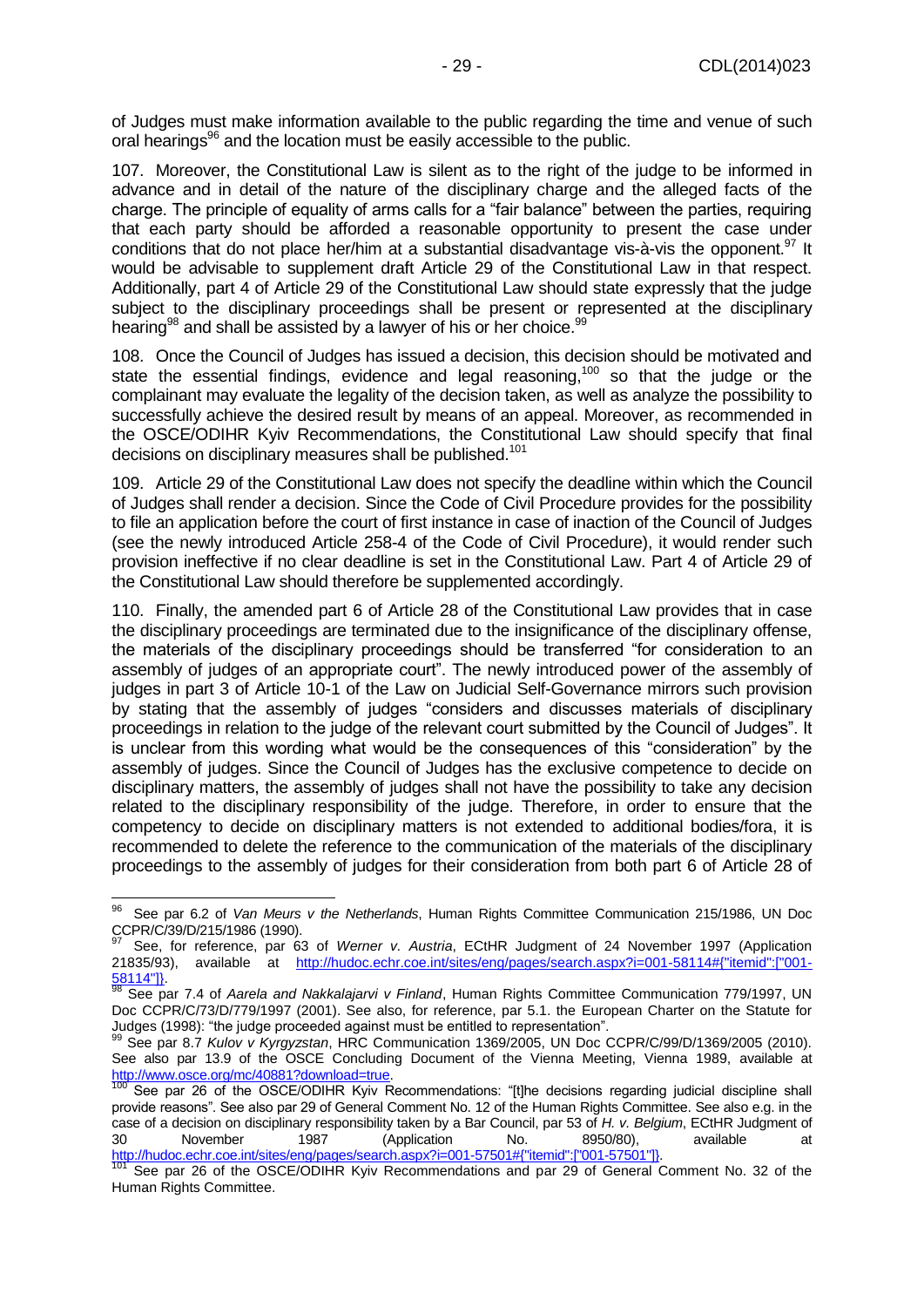of Judges must make information available to the public regarding the time and venue of such oral hearings[96] and the location must be easily accessible to the public.

107. Moreover, the Constitutional Law is silent as to the right of the judge to be informed in advance and in detail of the nature of the disciplinary charge and the alleged facts of the charge. The principle of equality of arms calls for a "fair balance" between the parties, requiring that each party should be afforded a reasonable opportunity to present the case under conditions that do not place her/him at a substantial disadvantage vis-à-vis the opponent.[97] It would be advisable to supplement draft Article 29 of the Constitutional Law in that respect. Additionally, part 4 of Article 29 of the Constitutional Law should state expressly that the judge subject to the disciplinary proceedings shall be present or represented at the disciplinary hearing[98] and shall be assisted by a lawyer of his or her choice.[99]

108. Once the Council of Judges has issued a decision, this decision should be motivated and state the essential findings, evidence and legal reasoning,[100] so that the judge or the complainant may evaluate the legality of the decision taken, as well as analyze the possibility to successfully achieve the desired result by means of an appeal. Moreover, as recommended in the OSCE/ODIHR Kyiv Recommendations, the Constitutional Law should specify that final decisions on disciplinary measures shall be published.[101]

109. Article 29 of the Constitutional Law does not specify the deadline within which the Council of Judges shall render a decision. Since the Code of Civil Procedure provides for the possibility to file an application before the court of first instance in case of inaction of the Council of Judges (see the newly introduced Article 258-4 of the Code of Civil Procedure), it would render such provision ineffective if no clear deadline is set in the Constitutional Law. Part 4 of Article 29 of the Constitutional Law should therefore be supplemented accordingly.

110. Finally, the amended part 6 of Article 28 of the Constitutional Law provides that in case the disciplinary proceedings are terminated due to the insignificance of the disciplinary offense, the materials of the disciplinary proceedings should be transferred "for consideration to an assembly of judges of an appropriate court". The newly introduced power of the assembly of judges in part 3 of Article 10-1 of the Law on Judicial Self-Governance mirrors such provision by stating that the assembly of judges "considers and discusses materials of disciplinary proceedings in relation to the judge of the relevant court submitted by the Council of Judges". It is unclear from this wording what would be the consequences of this "consideration" by the assembly of judges. Since the Council of Judges has the exclusive competence to decide on disciplinary matters, the assembly of judges shall not have the possibility to take any decision related to the disciplinary responsibility of the judge. Therefore, in order to ensure that the competency to decide on disciplinary matters is not extended to additional bodies/fora, it is recommended to delete the reference to the communication of the materials of the disciplinary proceedings to the assembly of judges for their consideration from both part 6 of Article 28 of

---

[96] See par 6.2 of *Van Meurs v the Netherlands*, Human Rights Committee Communication 215/1986, UN Doc CCPR/C/39/D/215/1986 (1990).

[97] See, for reference, par 63 of *Werner v. Austria*, ECtHR Judgment of 24 November 1997 (Application 21835/93), available at http://hudoc.echr.coe.int/sites/eng/pages/search.aspx?i=001-58114#{"itemid":["001-58114"]}.

[98] See par 7.4 of *Aarela and Nakkalajarvi v Finland*, Human Rights Committee Communication 779/1997, UN Doc CCPR/C/73/D/779/1997 (2001). See also, for reference, par 5.1. the European Charter on the Statute for Judges (1998): "the judge proceeded against must be entitled to representation".

[99] See par 8.7 *Kulov v Kyrgyzstan*, HRC Communication 1369/2005, UN Doc CCPR/C/99/D/1369/2005 (2010). See also par 13.9 of the OSCE Concluding Document of the Vienna Meeting, Vienna 1989, available at http://www.osce.org/mc/40881?download=true.

[100] See par 26 of the OSCE/ODIHR Kyiv Recommendations: "[t]he decisions regarding judicial discipline shall provide reasons". See also par 29 of General Comment No. 12 of the Human Rights Committee. See also e.g. in the case of a decision on disciplinary responsibility taken by a Bar Council, par 53 of *H. v. Belgium*, ECtHR Judgment of 30 November 1987 (Application No. 8950/80), available at http://hudoc.echr.coe.int/sites/eng/pages/search.aspx?i=001-57501#{"itemid":["001-57501"]}.

[101] See par 26 of the OSCE/ODIHR Kyiv Recommendations and par 29 of General Comment No. 32 of the Human Rights Committee.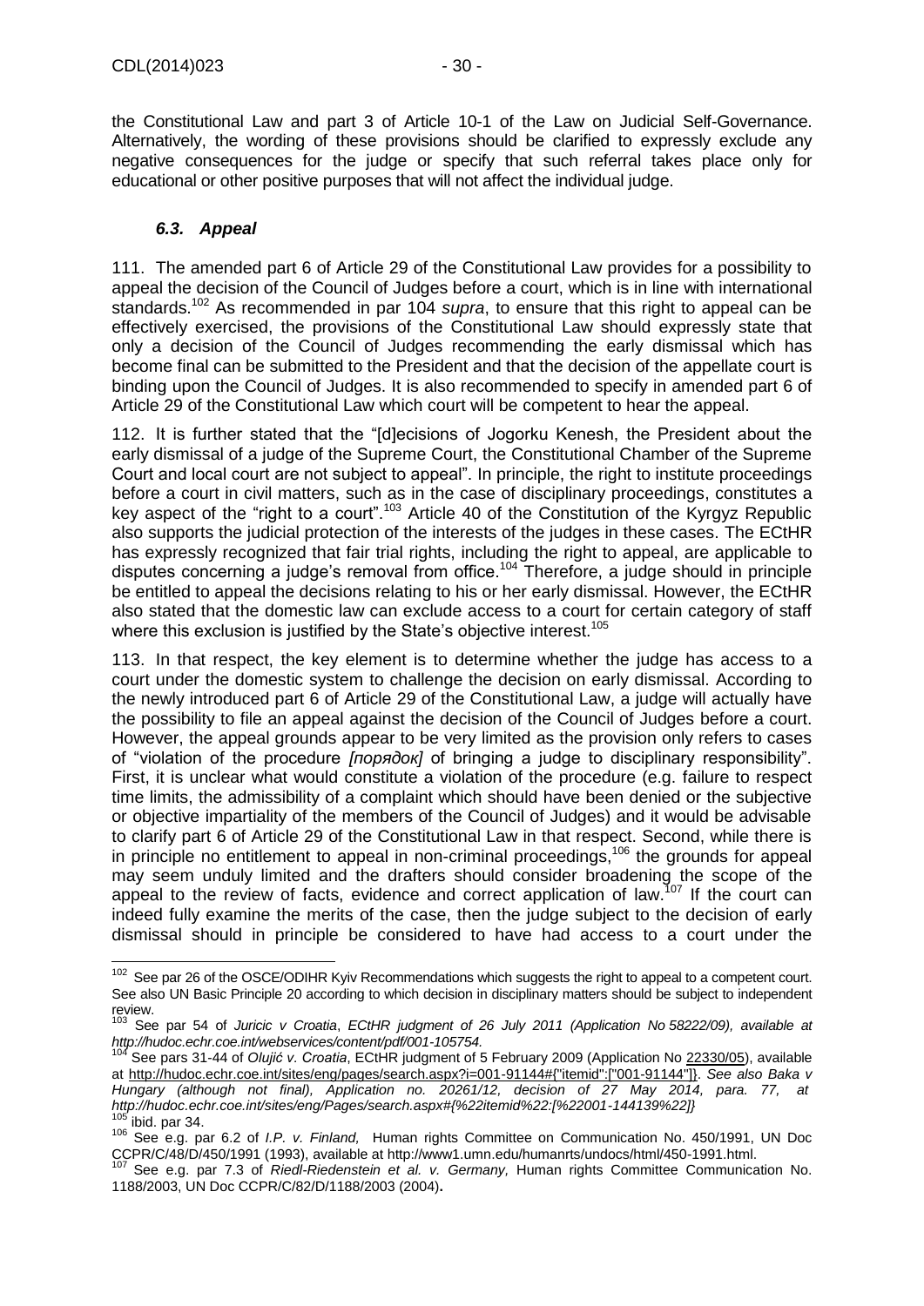the Constitutional Law and part 3 of Article 10-1 of the Law on Judicial Self-Governance. Alternatively, the wording of these provisions should be clarified to expressly exclude any negative consequences for the judge or specify that such referral takes place only for educational or other positive purposes that will not affect the individual judge.

### *6.3. Appeal*

111. The amended part 6 of Article 29 of the Constitutional Law provides for a possibility to appeal the decision of the Council of Judges before a court, which is in line with international standards.[102] As recommended in par 104 *supra*, to ensure that this right to appeal can be effectively exercised, the provisions of the Constitutional Law should expressly state that only a decision of the Council of Judges recommending the early dismissal which has become final can be submitted to the President and that the decision of the appellate court is binding upon the Council of Judges. It is also recommended to specify in amended part 6 of Article 29 of the Constitutional Law which court will be competent to hear the appeal.

112. It is further stated that the "[d]ecisions of Jogorku Kenesh, the President about the early dismissal of a judge of the Supreme Court, the Constitutional Chamber of the Supreme Court and local court are not subject to appeal". In principle, the right to institute proceedings before a court in civil matters, such as in the case of disciplinary proceedings, constitutes a key aspect of the "right to a court".[103] Article 40 of the Constitution of the Kyrgyz Republic also supports the judicial protection of the interests of the judges in these cases. The ECtHR has expressly recognized that fair trial rights, including the right to appeal, are applicable to disputes concerning a judge's removal from office.[104] Therefore, a judge should in principle be entitled to appeal the decisions relating to his or her early dismissal. However, the ECtHR also stated that the domestic law can exclude access to a court for certain category of staff where this exclusion is justified by the State's objective interest.[105]

113. In that respect, the key element is to determine whether the judge has access to a court under the domestic system to challenge the decision on early dismissal. According to the newly introduced part 6 of Article 29 of the Constitutional Law, a judge will actually have the possibility to file an appeal against the decision of the Council of Judges before a court. However, the appeal grounds appear to be very limited as the provision only refers to cases of "violation of the procedure *[порядок]* of bringing a judge to disciplinary responsibility". First, it is unclear what would constitute a violation of the procedure (e.g. failure to respect time limits, the admissibility of a complaint which should have been denied or the subjective or objective impartiality of the members of the Council of Judges) and it would be advisable to clarify part 6 of Article 29 of the Constitutional Law in that respect. Second, while there is in principle no entitlement to appeal in non-criminal proceedings,[106] the grounds for appeal may seem unduly limited and the drafters should consider broadening the scope of the appeal to the review of facts, evidence and correct application of law.[107] If the court can indeed fully examine the merits of the case, then the judge subject to the decision of early dismissal should in principle be considered to have had access to a court under the

---

[102] See par 26 of the OSCE/ODIHR Kyiv Recommendations which suggests the right to appeal to a competent court. See also UN Basic Principle 20 according to which decision in disciplinary matters should be subject to independent review.

[103] See par 54 of *Juricic v Croatia*, *ECtHR judgment of 26 July 2011 (Application No 58222/09), available at http://hudoc.echr.coe.int/webservices/content/pdf/001-105754.*

[104] See pars 31-44 of *Olujić v. Croatia*, ECtHR judgment of 5 February 2009 (Application No 22330/05), available at http://hudoc.echr.coe.int/sites/eng/pages/search.aspx?i=001-91144#{"itemid":["001-91144"]}. *See also Baka v Hungary (although not final), Application no. 20261/12, decision of 27 May 2014, para. 77, at http://hudoc.echr.coe.int/sites/eng/Pages/search.aspx#{%22itemid%22:[%22001-144139%22]}*

[105] ibid. par 34.

[106] See e.g. par 6.2 of *I.P. v. Finland,* Human rights Committee on Communication No. 450/1991, UN Doc CCPR/C/48/D/450/1991 (1993), available at http://www1.umn.edu/humanrts/undocs/html/450-1991.html.

[107] See e.g. par 7.3 of *Riedl-Riedenstein et al. v. Germany,* Human rights Committee Communication No. 1188/2003, UN Doc CCPR/C/82/D/1188/2003 (2004)**.**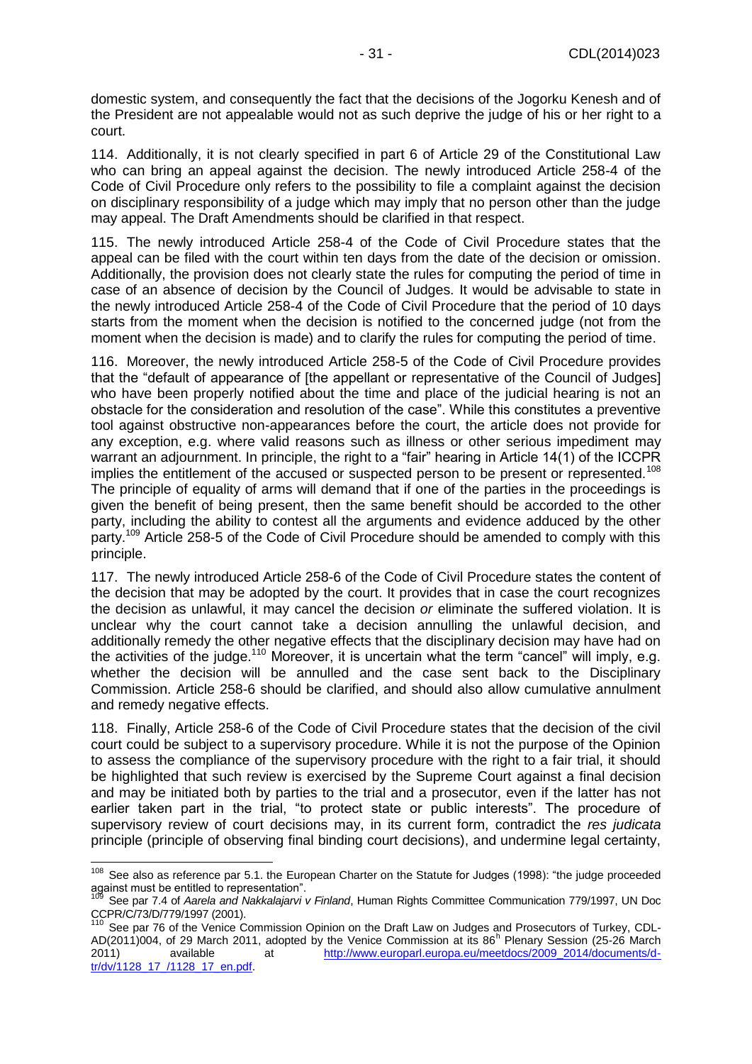domestic system, and consequently the fact that the decisions of the Jogorku Kenesh and of the President are not appealable would not as such deprive the judge of his or her right to a court.

114. Additionally, it is not clearly specified in part 6 of Article 29 of the Constitutional Law who can bring an appeal against the decision. The newly introduced Article 258-4 of the Code of Civil Procedure only refers to the possibility to file a complaint against the decision on disciplinary responsibility of a judge which may imply that no person other than the judge may appeal. The Draft Amendments should be clarified in that respect.

115. The newly introduced Article 258-4 of the Code of Civil Procedure states that the appeal can be filed with the court within ten days from the date of the decision or omission. Additionally, the provision does not clearly state the rules for computing the period of time in case of an absence of decision by the Council of Judges. It would be advisable to state in the newly introduced Article 258-4 of the Code of Civil Procedure that the period of 10 days starts from the moment when the decision is notified to the concerned judge (not from the moment when the decision is made) and to clarify the rules for computing the period of time.

116. Moreover, the newly introduced Article 258-5 of the Code of Civil Procedure provides that the "default of appearance of [the appellant or representative of the Council of Judges] who have been properly notified about the time and place of the judicial hearing is not an obstacle for the consideration and resolution of the case". While this constitutes a preventive tool against obstructive non-appearances before the court, the article does not provide for any exception, e.g. where valid reasons such as illness or other serious impediment may warrant an adjournment. In principle, the right to a "fair" hearing in Article 14(1) of the ICCPR implies the entitlement of the accused or suspected person to be present or represented.[108] The principle of equality of arms will demand that if one of the parties in the proceedings is given the benefit of being present, then the same benefit should be accorded to the other party, including the ability to contest all the arguments and evidence adduced by the other party.[109] Article 258-5 of the Code of Civil Procedure should be amended to comply with this principle.

117. The newly introduced Article 258-6 of the Code of Civil Procedure states the content of the decision that may be adopted by the court. It provides that in case the court recognizes the decision as unlawful, it may cancel the decision *or* eliminate the suffered violation. It is unclear why the court cannot take a decision annulling the unlawful decision, and additionally remedy the other negative effects that the disciplinary decision may have had on the activities of the judge.[110] Moreover, it is uncertain what the term "cancel" will imply, e.g. whether the decision will be annulled and the case sent back to the Disciplinary Commission. Article 258-6 should be clarified, and should also allow cumulative annulment and remedy negative effects.

118. Finally, Article 258-6 of the Code of Civil Procedure states that the decision of the civil court could be subject to a supervisory procedure. While it is not the purpose of the Opinion to assess the compliance of the supervisory procedure with the right to a fair trial, it should be highlighted that such review is exercised by the Supreme Court against a final decision and may be initiated both by parties to the trial and a prosecutor, even if the latter has not earlier taken part in the trial, "to protect state or public interests". The procedure of supervisory review of court decisions may, in its current form, contradict the *res judicata* principle (principle of observing final binding court decisions), and undermine legal certainty,

---

[108] See also as reference par 5.1. the European Charter on the Statute for Judges (1998): "the judge proceeded against must be entitled to representation".

[109] See par 7.4 of *Aarela and Nakkalajarvi v Finland*, Human Rights Committee Communication 779/1997, UN Doc CCPR/C/73/D/779/1997 (2001).

[110] See par 76 of the Venice Commission Opinion on the Draft Law on Judges and Prosecutors of Turkey, CDL-AD(2011)004, of 29 March 2011, adopted by the Venice Commission at its 86h Plenary Session (25-26 March 2011) available at http://www.europarl.europa.eu/meetdocs/2009_2014/documents/d-tr/dv/1128_17_/1128_17_en.pdf.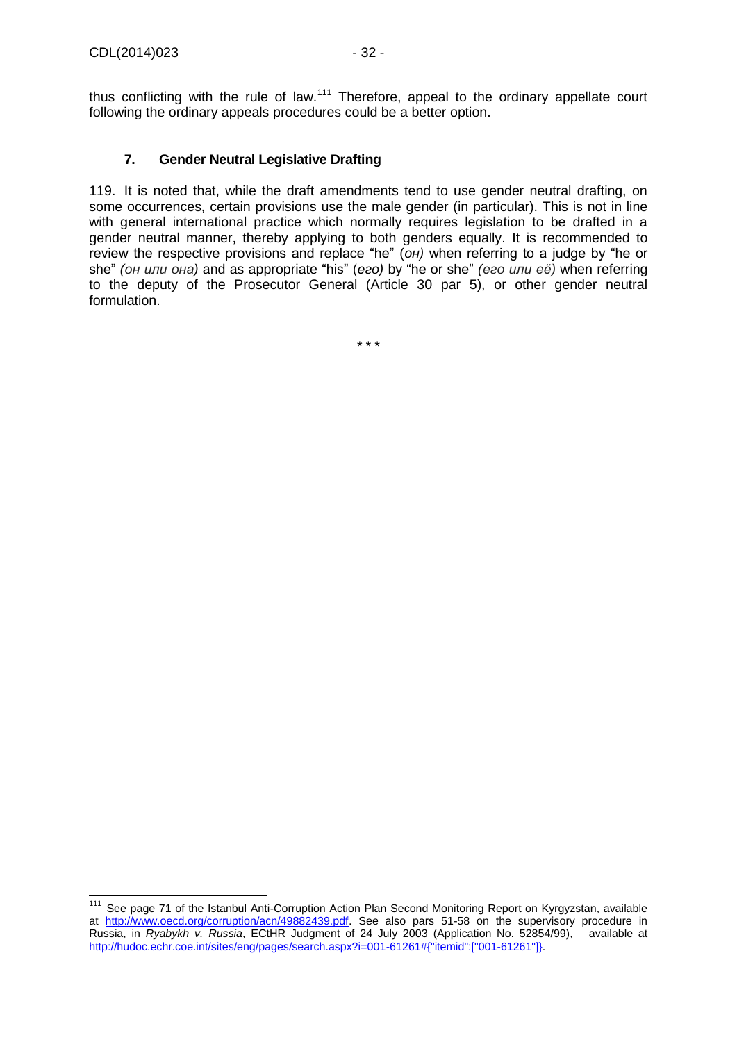thus conflicting with the rule of law.[111] Therefore, appeal to the ordinary appellate court following the ordinary appeals procedures could be a better option.

### 7. Gender Neutral Legislative Drafting

119. It is noted that, while the draft amendments tend to use gender neutral drafting, on some occurrences, certain provisions use the male gender (in particular). This is not in line with general international practice which normally requires legislation to be drafted in a gender neutral manner, thereby applying to both genders equally. It is recommended to review the respective provisions and replace "he" (*он)* when referring to a judge by "he or she" *(он или она)* and as appropriate "his" (*его)* by "he or she" *(его или её)* when referring to the deputy of the Prosecutor General (Article 30 par 5), or other gender neutral formulation.

\* \* \*

---

[111] See page 71 of the Istanbul Anti-Corruption Action Plan Second Monitoring Report on Kyrgyzstan, available at http://www.oecd.org/corruption/acn/49882439.pdf. See also pars 51-58 on the supervisory procedure in Russia, in *Ryabykh v. Russia*, ECtHR Judgment of 24 July 2003 (Application No. 52854/99), available at http://hudoc.echr.coe.int/sites/eng/pages/search.aspx?i=001-61261#{"itemid":["001-61261"]}.